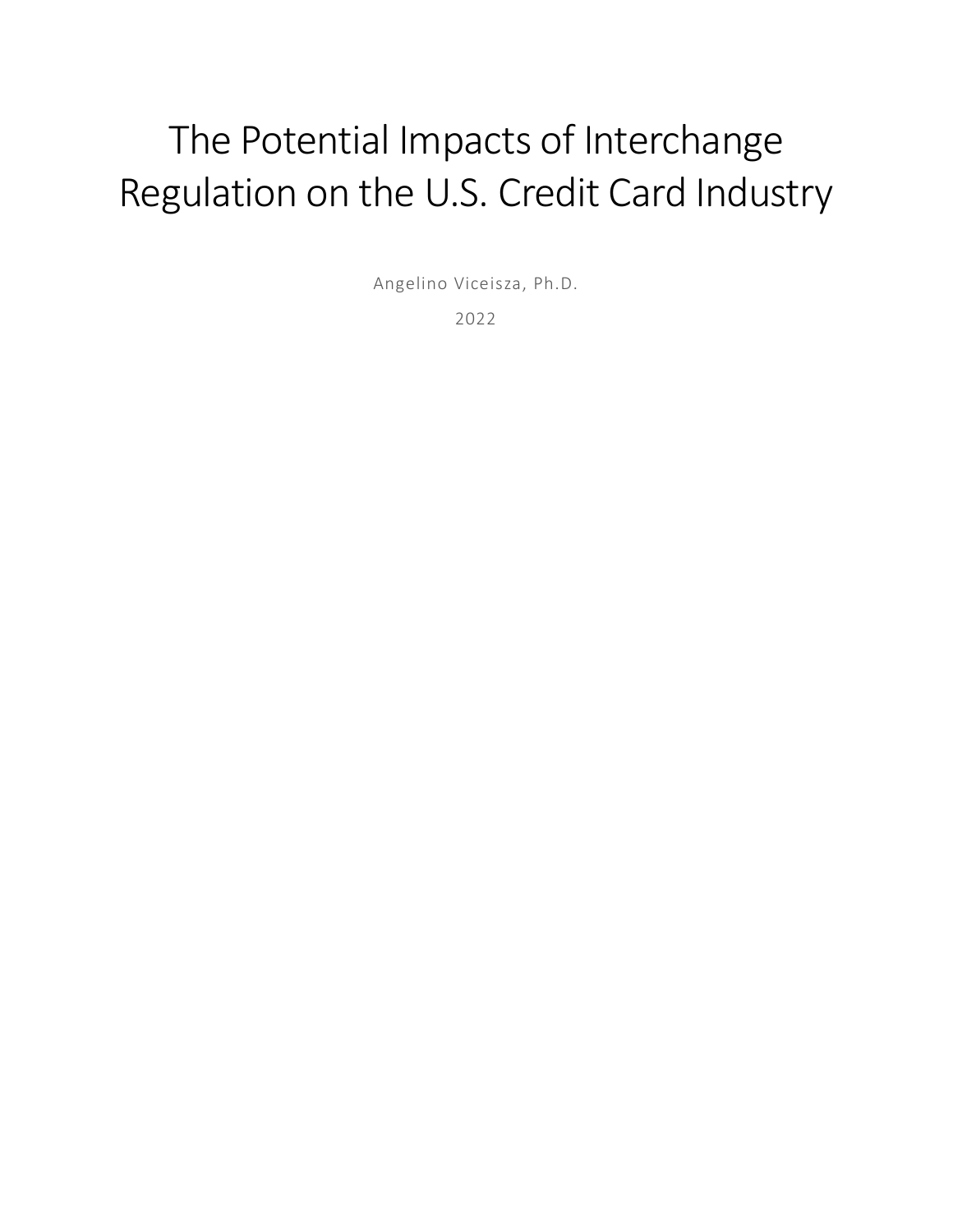# The Potential Impacts of Interchange Regulation on the U.S. Credit Card Industry

Angelino Viceisza, Ph.D.

2022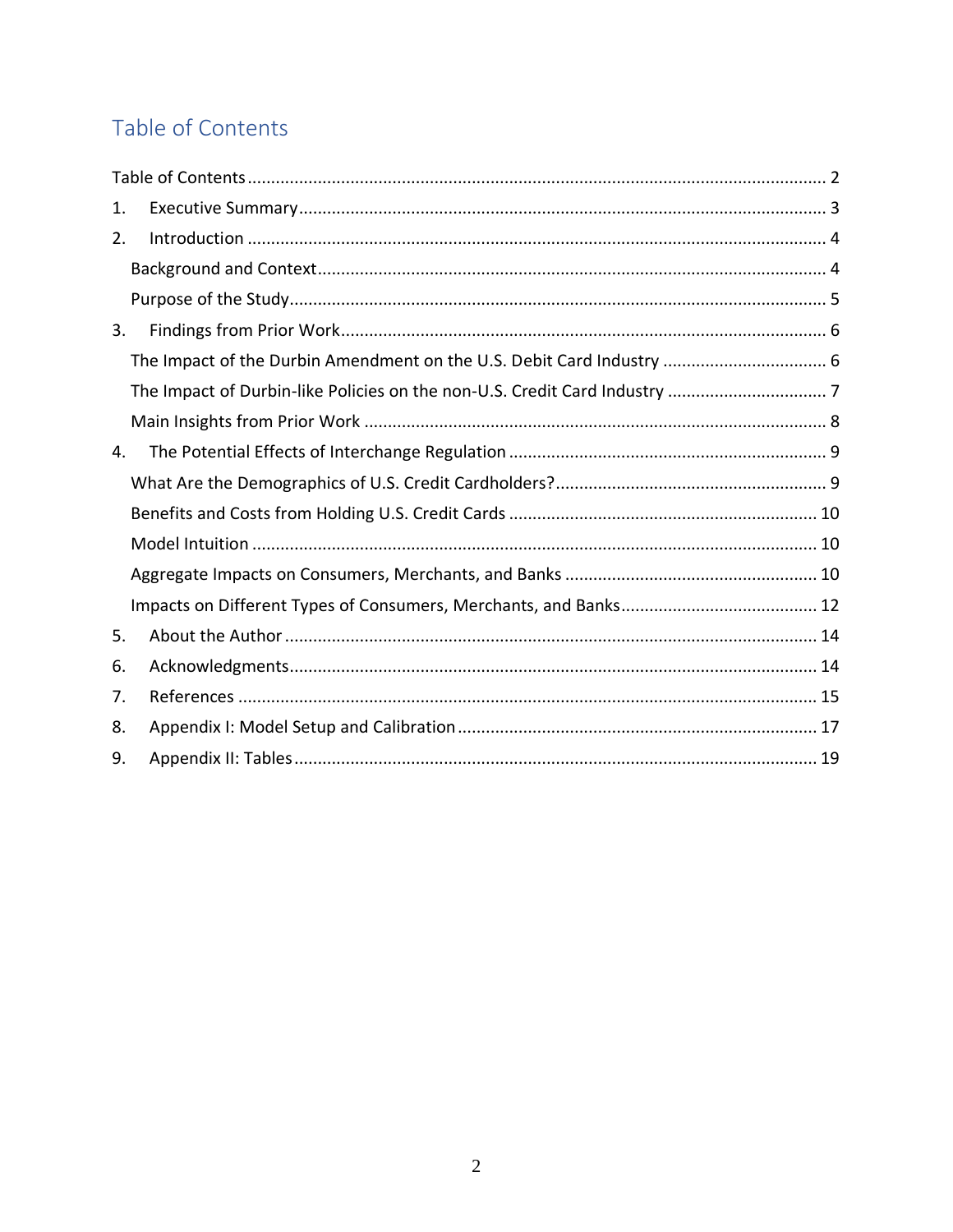# Table of Contents

Table of Contents ........................................................................................................................ 2

1. Executive Summary ................................................................................................................ 3
2. Introduction ............................................................................................................................ 4
   - Background and Context ...................................................................................................... 4
   - Purpose of the Study ............................................................................................................ 5
3. Findings from Prior Work ....................................................................................................... 6
   - The Impact of the Durbin Amendment on the U.S. Debit Card Industry ................................... 6
   - The Impact of Durbin-like Policies on the non-U.S. Credit Card Industry .................................. 7
   - Main Insights from Prior Work ............................................................................................... 8
4. The Potential Effects of Interchange Regulation ..................................................................... 9
   - What Are the Demographics of U.S. Credit Cardholders? ........................................................ 9
   - Benefits and Costs from Holding U.S. Credit Cards ................................................................ 10
   - Model Intuition .................................................................................................................... 10
   - Aggregate Impacts on Consumers, Merchants, and Banks ...................................................... 10
   - Impacts on Different Types of Consumers, Merchants, and Banks .......................................... 12
5. About the Author .................................................................................................................. 14
6. Acknowledgments ................................................................................................................. 14
7. References ............................................................................................................................ 15
8. Appendix I: Model Setup and Calibration .............................................................................. 17
9. Appendix II: Tables ............................................................................................................... 19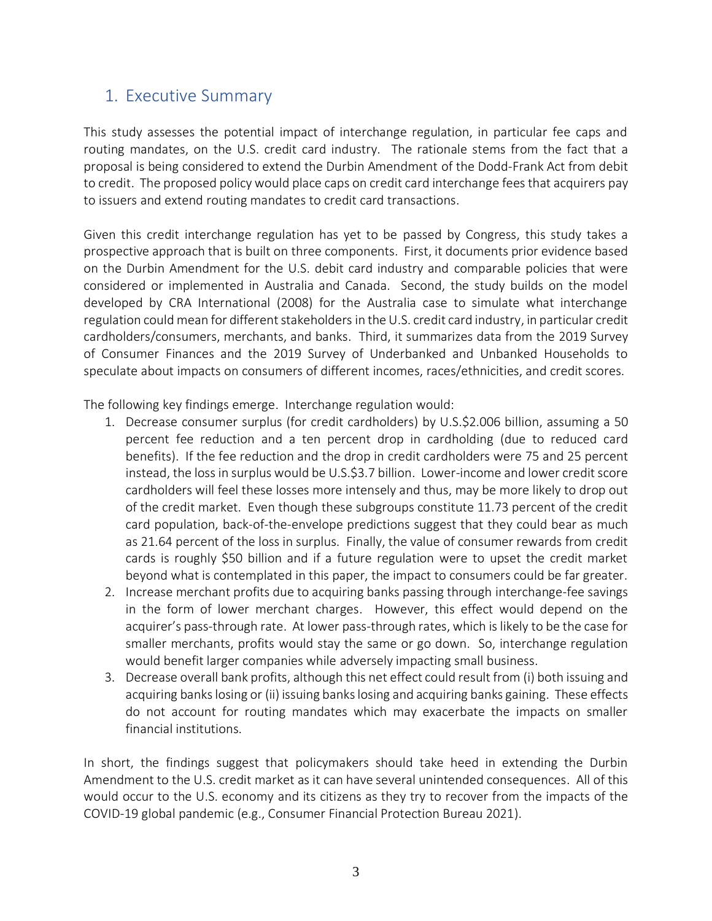## 1. Executive Summary

This study assesses the potential impact of interchange regulation, in particular fee caps and routing mandates, on the U.S. credit card industry. The rationale stems from the fact that a proposal is being considered to extend the Durbin Amendment of the Dodd-Frank Act from debit to credit. The proposed policy would place caps on credit card interchange fees that acquirers pay to issuers and extend routing mandates to credit card transactions.

Given this credit interchange regulation has yet to be passed by Congress, this study takes a prospective approach that is built on three components. First, it documents prior evidence based on the Durbin Amendment for the U.S. debit card industry and comparable policies that were considered or implemented in Australia and Canada. Second, the study builds on the model developed by CRA International (2008) for the Australia case to simulate what interchange regulation could mean for different stakeholders in the U.S. credit card industry, in particular credit cardholders/consumers, merchants, and banks. Third, it summarizes data from the 2019 Survey of Consumer Finances and the 2019 Survey of Underbanked and Unbanked Households to speculate about impacts on consumers of different incomes, races/ethnicities, and credit scores.

The following key findings emerge. Interchange regulation would:

1. Decrease consumer surplus (for credit cardholders) by U.S.$2.006 billion, assuming a 50 percent fee reduction and a ten percent drop in cardholding (due to reduced card benefits). If the fee reduction and the drop in credit cardholders were 75 and 25 percent instead, the loss in surplus would be U.S.$3.7 billion. Lower-income and lower credit score cardholders will feel these losses more intensely and thus, may be more likely to drop out of the credit market. Even though these subgroups constitute 11.73 percent of the credit card population, back-of-the-envelope predictions suggest that they could bear as much as 21.64 percent of the loss in surplus. Finally, the value of consumer rewards from credit cards is roughly $50 billion and if a future regulation were to upset the credit market beyond what is contemplated in this paper, the impact to consumers could be far greater.
2. Increase merchant profits due to acquiring banks passing through interchange-fee savings in the form of lower merchant charges. However, this effect would depend on the acquirer's pass-through rate. At lower pass-through rates, which is likely to be the case for smaller merchants, profits would stay the same or go down. So, interchange regulation would benefit larger companies while adversely impacting small business.
3. Decrease overall bank profits, although this net effect could result from (i) both issuing and acquiring banks losing or (ii) issuing banks losing and acquiring banks gaining. These effects do not account for routing mandates which may exacerbate the impacts on smaller financial institutions.

In short, the findings suggest that policymakers should take heed in extending the Durbin Amendment to the U.S. credit market as it can have several unintended consequences. All of this would occur to the U.S. economy and its citizens as they try to recover from the impacts of the COVID-19 global pandemic (e.g., Consumer Financial Protection Bureau 2021).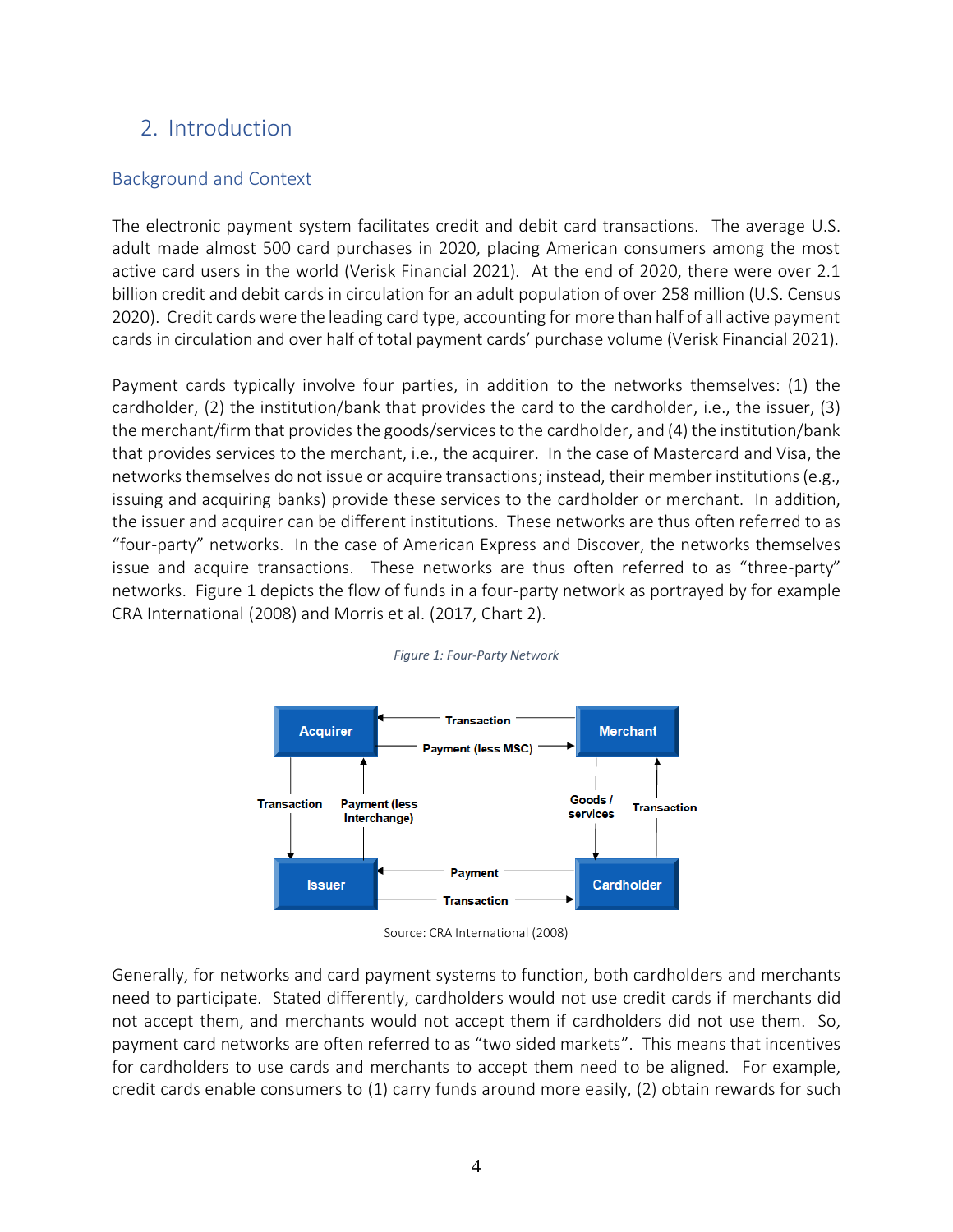## 2. Introduction

### Background and Context

The electronic payment system facilitates credit and debit card transactions. The average U.S. adult made almost 500 card purchases in 2020, placing American consumers among the most active card users in the world (Verisk Financial 2021). At the end of 2020, there were over 2.1 billion credit and debit cards in circulation for an adult population of over 258 million (U.S. Census 2020). Credit cards were the leading card type, accounting for more than half of all active payment cards in circulation and over half of total payment cards' purchase volume (Verisk Financial 2021).

Payment cards typically involve four parties, in addition to the networks themselves: (1) the cardholder, (2) the institution/bank that provides the card to the cardholder, i.e., the issuer, (3) the merchant/firm that provides the goods/services to the cardholder, and (4) the institution/bank that provides services to the merchant, i.e., the acquirer. In the case of Mastercard and Visa, the networks themselves do not issue or acquire transactions; instead, their member institutions (e.g., issuing and acquiring banks) provide these services to the cardholder or merchant. In addition, the issuer and acquirer can be different institutions. These networks are thus often referred to as "four-party" networks. In the case of American Express and Discover, the networks themselves issue and acquire transactions. These networks are thus often referred to as "three-party" networks. Figure 1 depicts the flow of funds in a four-party network as portrayed by for example CRA International (2008) and Morris et al. (2017, Chart 2).

*Figure 1: Four-Party Network*

Acquirer ← Transaction — Merchant
Acquirer — Payment (less MSC) → Merchant
Acquirer — Transaction → Issuer
Issuer — Payment (less Interchange) → Acquirer
Merchant — Goods / services → Cardholder
Cardholder — Transaction → Merchant
Cardholder — Payment → Issuer
Issuer — Transaction → Cardholder

Source: CRA International (2008)

Generally, for networks and card payment systems to function, both cardholders and merchants need to participate. Stated differently, cardholders would not use credit cards if merchants did not accept them, and merchants would not accept them if cardholders did not use them. So, payment card networks are often referred to as "two sided markets". This means that incentives for cardholders to use cards and merchants to accept them need to be aligned. For example, credit cards enable consumers to (1) carry funds around more easily, (2) obtain rewards for such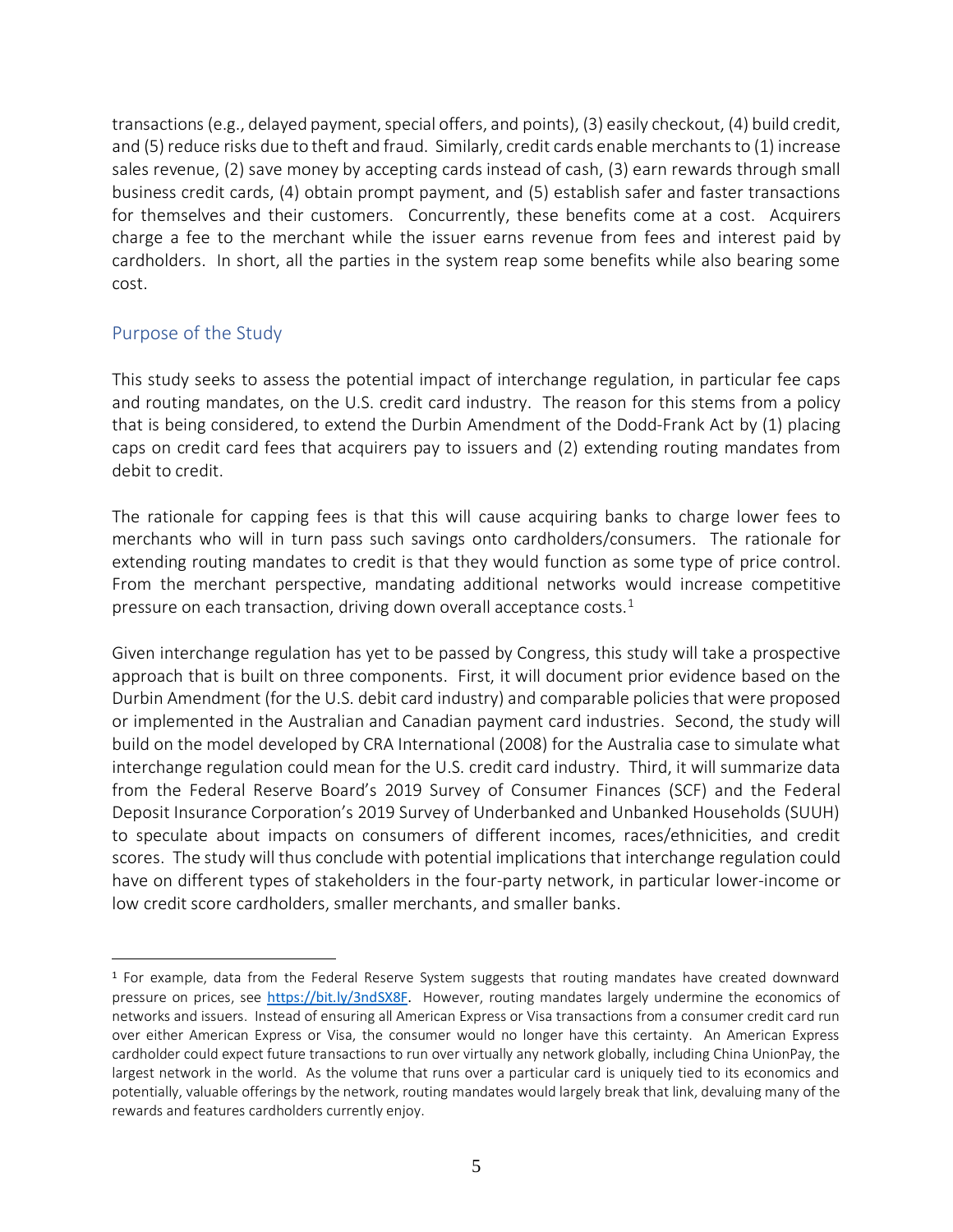transactions (e.g., delayed payment, special offers, and points), (3) easily checkout, (4) build credit, and (5) reduce risks due to theft and fraud. Similarly, credit cards enable merchants to (1) increase sales revenue, (2) save money by accepting cards instead of cash, (3) earn rewards through small business credit cards, (4) obtain prompt payment, and (5) establish safer and faster transactions for themselves and their customers. Concurrently, these benefits come at a cost. Acquirers charge a fee to the merchant while the issuer earns revenue from fees and interest paid by cardholders. In short, all the parties in the system reap some benefits while also bearing some cost.

## Purpose of the Study

This study seeks to assess the potential impact of interchange regulation, in particular fee caps and routing mandates, on the U.S. credit card industry. The reason for this stems from a policy that is being considered, to extend the Durbin Amendment of the Dodd-Frank Act by (1) placing caps on credit card fees that acquirers pay to issuers and (2) extending routing mandates from debit to credit.

The rationale for capping fees is that this will cause acquiring banks to charge lower fees to merchants who will in turn pass such savings onto cardholders/consumers. The rationale for extending routing mandates to credit is that they would function as some type of price control. From the merchant perspective, mandating additional networks would increase competitive pressure on each transaction, driving down overall acceptance costs.[1]

Given interchange regulation has yet to be passed by Congress, this study will take a prospective approach that is built on three components. First, it will document prior evidence based on the Durbin Amendment (for the U.S. debit card industry) and comparable policies that were proposed or implemented in the Australian and Canadian payment card industries. Second, the study will build on the model developed by CRA International (2008) for the Australia case to simulate what interchange regulation could mean for the U.S. credit card industry. Third, it will summarize data from the Federal Reserve Board's 2019 Survey of Consumer Finances (SCF) and the Federal Deposit Insurance Corporation's 2019 Survey of Underbanked and Unbanked Households (SUUH) to speculate about impacts on consumers of different incomes, races/ethnicities, and credit scores. The study will thus conclude with potential implications that interchange regulation could have on different types of stakeholders in the four-party network, in particular lower-income or low credit score cardholders, smaller merchants, and smaller banks.

---

[1] For example, data from the Federal Reserve System suggests that routing mandates have created downward pressure on prices, see https://bit.ly/3ndSX8F. However, routing mandates largely undermine the economics of networks and issuers. Instead of ensuring all American Express or Visa transactions from a consumer credit card run over either American Express or Visa, the consumer would no longer have this certainty. An American Express cardholder could expect future transactions to run over virtually any network globally, including China UnionPay, the largest network in the world. As the volume that runs over a particular card is uniquely tied to its economics and potentially, valuable offerings by the network, routing mandates would largely break that link, devaluing many of the rewards and features cardholders currently enjoy.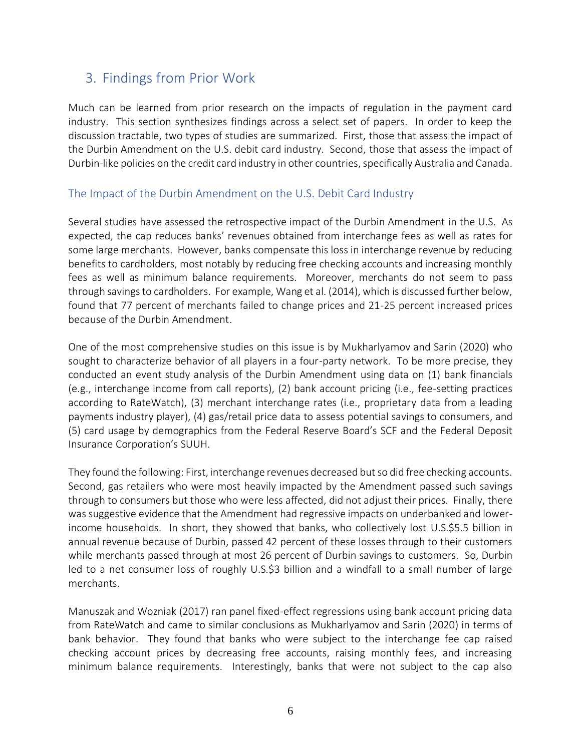## 3. Findings from Prior Work

Much can be learned from prior research on the impacts of regulation in the payment card industry. This section synthesizes findings across a select set of papers. In order to keep the discussion tractable, two types of studies are summarized. First, those that assess the impact of the Durbin Amendment on the U.S. debit card industry. Second, those that assess the impact of Durbin-like policies on the credit card industry in other countries, specifically Australia and Canada.

### The Impact of the Durbin Amendment on the U.S. Debit Card Industry

Several studies have assessed the retrospective impact of the Durbin Amendment in the U.S. As expected, the cap reduces banks' revenues obtained from interchange fees as well as rates for some large merchants. However, banks compensate this loss in interchange revenue by reducing benefits to cardholders, most notably by reducing free checking accounts and increasing monthly fees as well as minimum balance requirements. Moreover, merchants do not seem to pass through savings to cardholders. For example, Wang et al. (2014), which is discussed further below, found that 77 percent of merchants failed to change prices and 21-25 percent increased prices because of the Durbin Amendment.

One of the most comprehensive studies on this issue is by Mukharlyamov and Sarin (2020) who sought to characterize behavior of all players in a four-party network. To be more precise, they conducted an event study analysis of the Durbin Amendment using data on (1) bank financials (e.g., interchange income from call reports), (2) bank account pricing (i.e., fee-setting practices according to RateWatch), (3) merchant interchange rates (i.e., proprietary data from a leading payments industry player), (4) gas/retail price data to assess potential savings to consumers, and (5) card usage by demographics from the Federal Reserve Board's SCF and the Federal Deposit Insurance Corporation's SUUH.

They found the following: First, interchange revenues decreased but so did free checking accounts. Second, gas retailers who were most heavily impacted by the Amendment passed such savings through to consumers but those who were less affected, did not adjust their prices. Finally, there was suggestive evidence that the Amendment had regressive impacts on underbanked and lower-income households. In short, they showed that banks, who collectively lost U.S.$5.5 billion in annual revenue because of Durbin, passed 42 percent of these losses through to their customers while merchants passed through at most 26 percent of Durbin savings to customers. So, Durbin led to a net consumer loss of roughly U.S.$3 billion and a windfall to a small number of large merchants.

Manuszak and Wozniak (2017) ran panel fixed-effect regressions using bank account pricing data from RateWatch and came to similar conclusions as Mukharlyamov and Sarin (2020) in terms of bank behavior. They found that banks who were subject to the interchange fee cap raised checking account prices by decreasing free accounts, raising monthly fees, and increasing minimum balance requirements. Interestingly, banks that were not subject to the cap also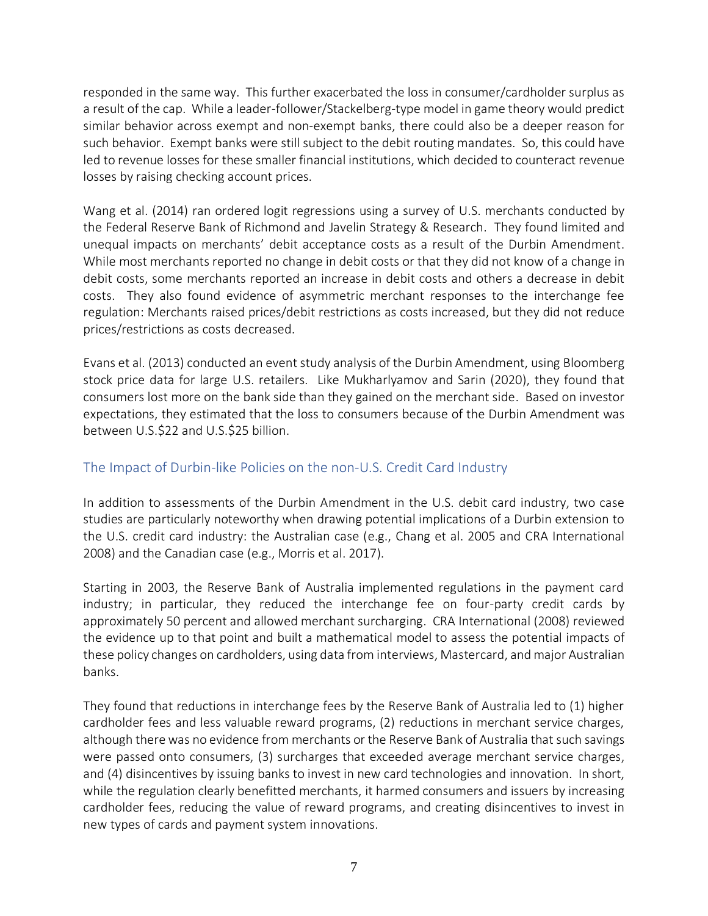responded in the same way. This further exacerbated the loss in consumer/cardholder surplus as a result of the cap. While a leader-follower/Stackelberg-type model in game theory would predict similar behavior across exempt and non-exempt banks, there could also be a deeper reason for such behavior. Exempt banks were still subject to the debit routing mandates. So, this could have led to revenue losses for these smaller financial institutions, which decided to counteract revenue losses by raising checking account prices.

Wang et al. (2014) ran ordered logit regressions using a survey of U.S. merchants conducted by the Federal Reserve Bank of Richmond and Javelin Strategy & Research. They found limited and unequal impacts on merchants' debit acceptance costs as a result of the Durbin Amendment. While most merchants reported no change in debit costs or that they did not know of a change in debit costs, some merchants reported an increase in debit costs and others a decrease in debit costs. They also found evidence of asymmetric merchant responses to the interchange fee regulation: Merchants raised prices/debit restrictions as costs increased, but they did not reduce prices/restrictions as costs decreased.

Evans et al. (2013) conducted an event study analysis of the Durbin Amendment, using Bloomberg stock price data for large U.S. retailers. Like Mukharlyamov and Sarin (2020), they found that consumers lost more on the bank side than they gained on the merchant side. Based on investor expectations, they estimated that the loss to consumers because of the Durbin Amendment was between U.S.$22 and U.S.$25 billion.

## The Impact of Durbin-like Policies on the non-U.S. Credit Card Industry

In addition to assessments of the Durbin Amendment in the U.S. debit card industry, two case studies are particularly noteworthy when drawing potential implications of a Durbin extension to the U.S. credit card industry: the Australian case (e.g., Chang et al. 2005 and CRA International 2008) and the Canadian case (e.g., Morris et al. 2017).

Starting in 2003, the Reserve Bank of Australia implemented regulations in the payment card industry; in particular, they reduced the interchange fee on four-party credit cards by approximately 50 percent and allowed merchant surcharging. CRA International (2008) reviewed the evidence up to that point and built a mathematical model to assess the potential impacts of these policy changes on cardholders, using data from interviews, Mastercard, and major Australian banks.

They found that reductions in interchange fees by the Reserve Bank of Australia led to (1) higher cardholder fees and less valuable reward programs, (2) reductions in merchant service charges, although there was no evidence from merchants or the Reserve Bank of Australia that such savings were passed onto consumers, (3) surcharges that exceeded average merchant service charges, and (4) disincentives by issuing banks to invest in new card technologies and innovation. In short, while the regulation clearly benefitted merchants, it harmed consumers and issuers by increasing cardholder fees, reducing the value of reward programs, and creating disincentives to invest in new types of cards and payment system innovations.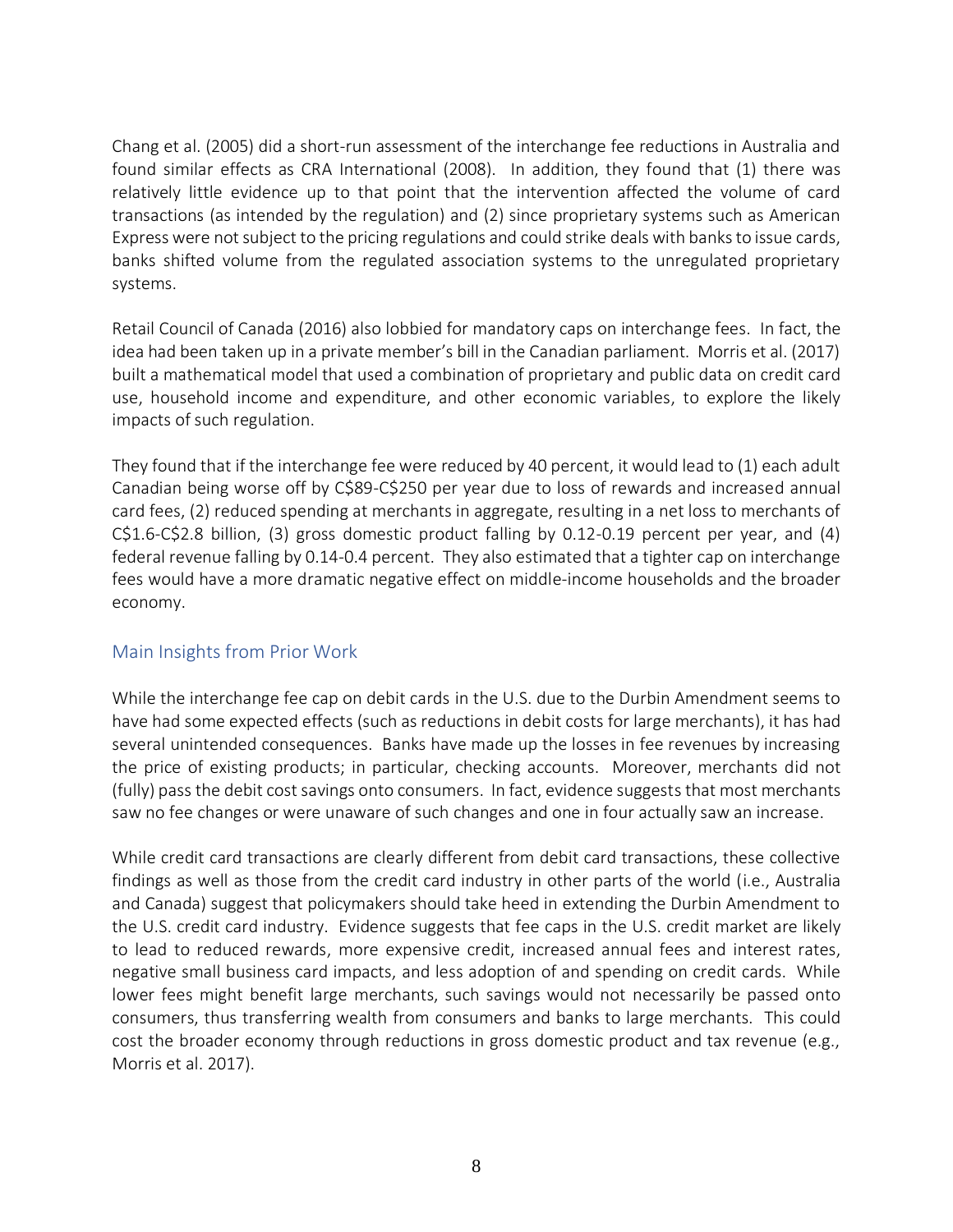Chang et al. (2005) did a short-run assessment of the interchange fee reductions in Australia and found similar effects as CRA International (2008). In addition, they found that (1) there was relatively little evidence up to that point that the intervention affected the volume of card transactions (as intended by the regulation) and (2) since proprietary systems such as American Express were not subject to the pricing regulations and could strike deals with banks to issue cards, banks shifted volume from the regulated association systems to the unregulated proprietary systems.

Retail Council of Canada (2016) also lobbied for mandatory caps on interchange fees. In fact, the idea had been taken up in a private member's bill in the Canadian parliament. Morris et al. (2017) built a mathematical model that used a combination of proprietary and public data on credit card use, household income and expenditure, and other economic variables, to explore the likely impacts of such regulation.

They found that if the interchange fee were reduced by 40 percent, it would lead to (1) each adult Canadian being worse off by C$89-C$250 per year due to loss of rewards and increased annual card fees, (2) reduced spending at merchants in aggregate, resulting in a net loss to merchants of C$1.6-C$2.8 billion, (3) gross domestic product falling by 0.12-0.19 percent per year, and (4) federal revenue falling by 0.14-0.4 percent. They also estimated that a tighter cap on interchange fees would have a more dramatic negative effect on middle-income households and the broader economy.

## Main Insights from Prior Work

While the interchange fee cap on debit cards in the U.S. due to the Durbin Amendment seems to have had some expected effects (such as reductions in debit costs for large merchants), it has had several unintended consequences. Banks have made up the losses in fee revenues by increasing the price of existing products; in particular, checking accounts. Moreover, merchants did not (fully) pass the debit cost savings onto consumers. In fact, evidence suggests that most merchants saw no fee changes or were unaware of such changes and one in four actually saw an increase.

While credit card transactions are clearly different from debit card transactions, these collective findings as well as those from the credit card industry in other parts of the world (i.e., Australia and Canada) suggest that policymakers should take heed in extending the Durbin Amendment to the U.S. credit card industry. Evidence suggests that fee caps in the U.S. credit market are likely to lead to reduced rewards, more expensive credit, increased annual fees and interest rates, negative small business card impacts, and less adoption of and spending on credit cards. While lower fees might benefit large merchants, such savings would not necessarily be passed onto consumers, thus transferring wealth from consumers and banks to large merchants. This could cost the broader economy through reductions in gross domestic product and tax revenue (e.g., Morris et al. 2017).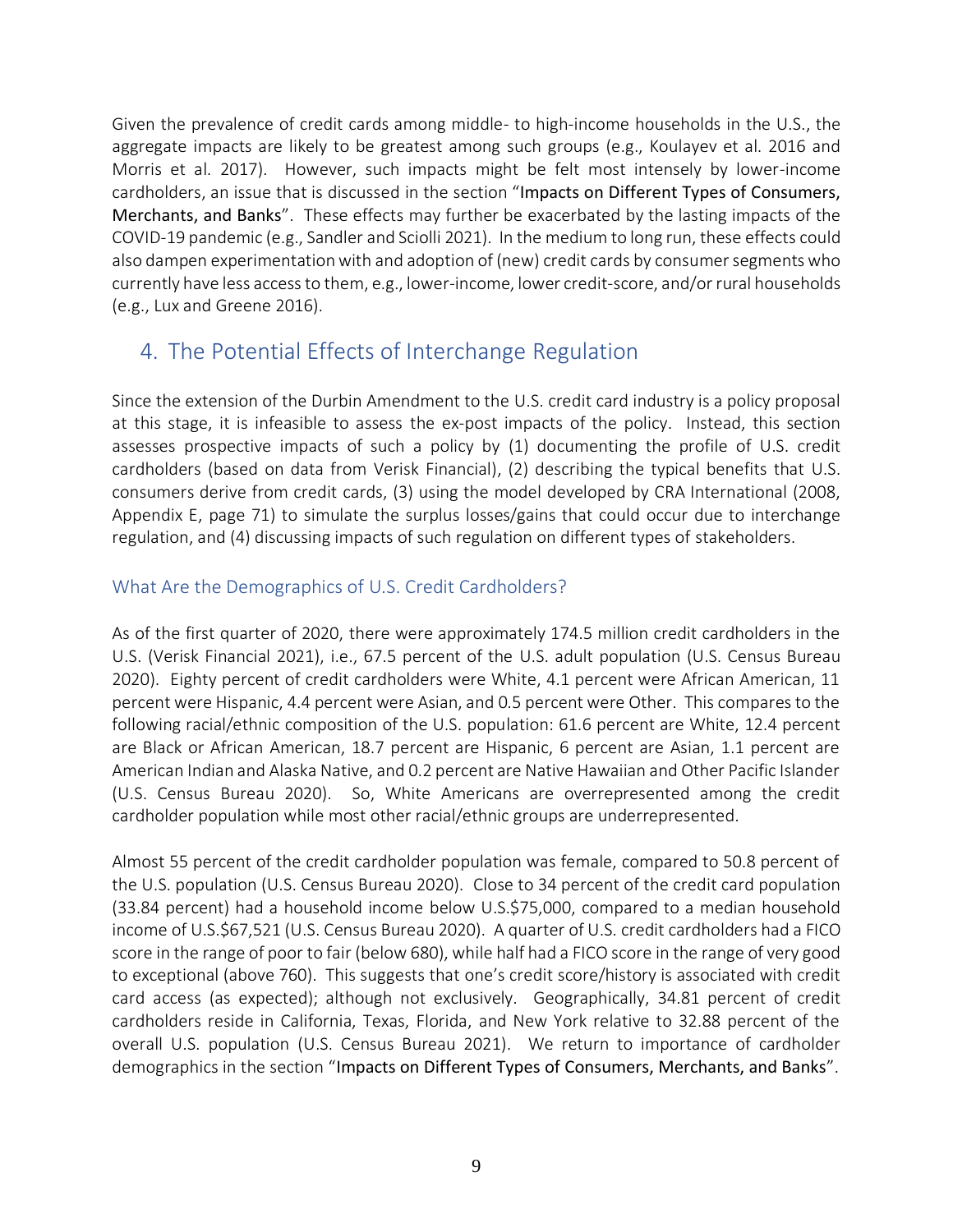Given the prevalence of credit cards among middle- to high-income households in the U.S., the aggregate impacts are likely to be greatest among such groups (e.g., Koulayev et al. 2016 and Morris et al. 2017). However, such impacts might be felt most intensely by lower-income cardholders, an issue that is discussed in the section "Impacts on Different Types of Consumers, Merchants, and Banks". These effects may further be exacerbated by the lasting impacts of the COVID-19 pandemic (e.g., Sandler and Sciolli 2021). In the medium to long run, these effects could also dampen experimentation with and adoption of (new) credit cards by consumer segments who currently have less access to them, e.g., lower-income, lower credit-score, and/or rural households (e.g., Lux and Greene 2016).

## 4. The Potential Effects of Interchange Regulation

Since the extension of the Durbin Amendment to the U.S. credit card industry is a policy proposal at this stage, it is infeasible to assess the ex-post impacts of the policy. Instead, this section assesses prospective impacts of such a policy by (1) documenting the profile of U.S. credit cardholders (based on data from Verisk Financial), (2) describing the typical benefits that U.S. consumers derive from credit cards, (3) using the model developed by CRA International (2008, Appendix E, page 71) to simulate the surplus losses/gains that could occur due to interchange regulation, and (4) discussing impacts of such regulation on different types of stakeholders.

### What Are the Demographics of U.S. Credit Cardholders?

As of the first quarter of 2020, there were approximately 174.5 million credit cardholders in the U.S. (Verisk Financial 2021), i.e., 67.5 percent of the U.S. adult population (U.S. Census Bureau 2020). Eighty percent of credit cardholders were White, 4.1 percent were African American, 11 percent were Hispanic, 4.4 percent were Asian, and 0.5 percent were Other. This compares to the following racial/ethnic composition of the U.S. population: 61.6 percent are White, 12.4 percent are Black or African American, 18.7 percent are Hispanic, 6 percent are Asian, 1.1 percent are American Indian and Alaska Native, and 0.2 percent are Native Hawaiian and Other Pacific Islander (U.S. Census Bureau 2020). So, White Americans are overrepresented among the credit cardholder population while most other racial/ethnic groups are underrepresented.

Almost 55 percent of the credit cardholder population was female, compared to 50.8 percent of the U.S. population (U.S. Census Bureau 2020). Close to 34 percent of the credit card population (33.84 percent) had a household income below U.S.$75,000, compared to a median household income of U.S.$67,521 (U.S. Census Bureau 2020). A quarter of U.S. credit cardholders had a FICO score in the range of poor to fair (below 680), while half had a FICO score in the range of very good to exceptional (above 760). This suggests that one's credit score/history is associated with credit card access (as expected); although not exclusively. Geographically, 34.81 percent of credit cardholders reside in California, Texas, Florida, and New York relative to 32.88 percent of the overall U.S. population (U.S. Census Bureau 2021). We return to importance of cardholder demographics in the section "Impacts on Different Types of Consumers, Merchants, and Banks".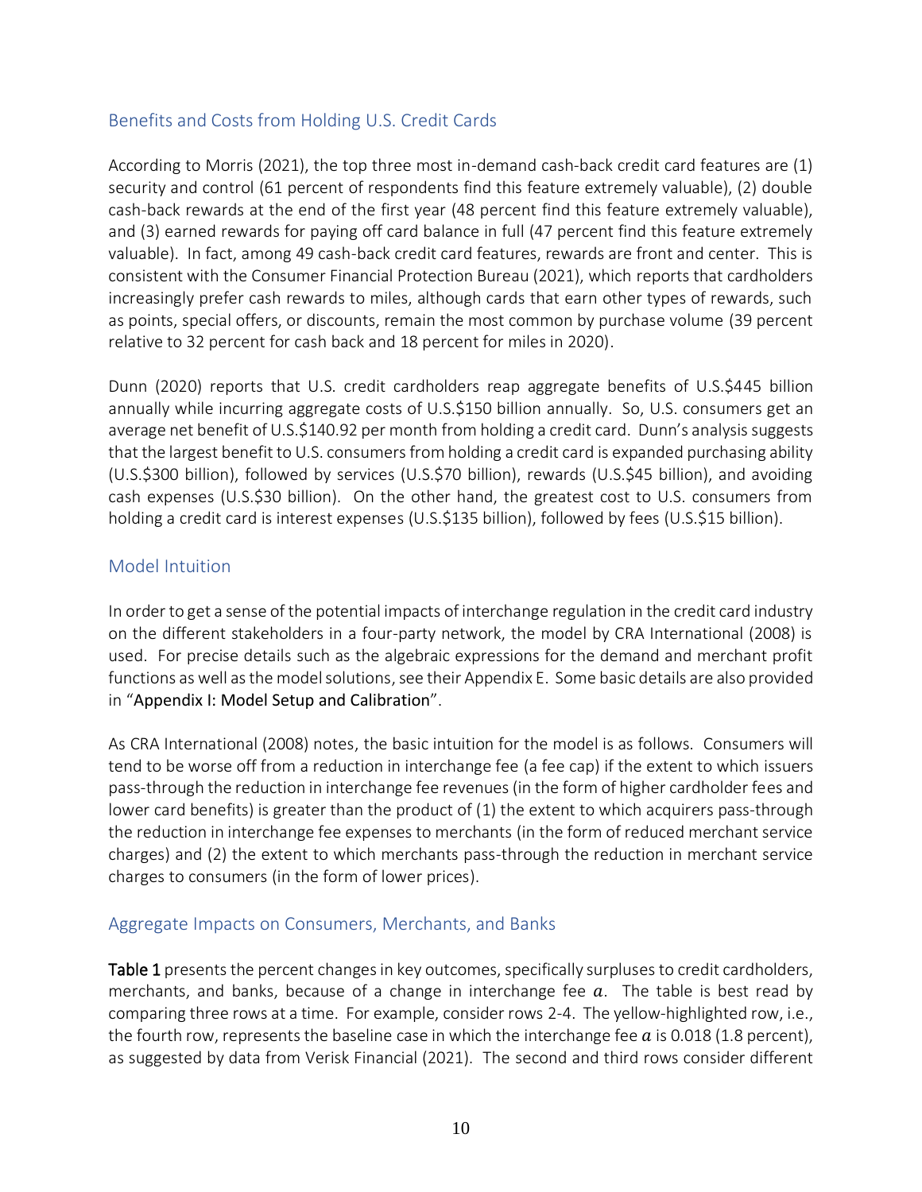## Benefits and Costs from Holding U.S. Credit Cards

According to Morris (2021), the top three most in-demand cash-back credit card features are (1) security and control (61 percent of respondents find this feature extremely valuable), (2) double cash-back rewards at the end of the first year (48 percent find this feature extremely valuable), and (3) earned rewards for paying off card balance in full (47 percent find this feature extremely valuable). In fact, among 49 cash-back credit card features, rewards are front and center. This is consistent with the Consumer Financial Protection Bureau (2021), which reports that cardholders increasingly prefer cash rewards to miles, although cards that earn other types of rewards, such as points, special offers, or discounts, remain the most common by purchase volume (39 percent relative to 32 percent for cash back and 18 percent for miles in 2020).

Dunn (2020) reports that U.S. credit cardholders reap aggregate benefits of U.S.$445 billion annually while incurring aggregate costs of U.S.$150 billion annually. So, U.S. consumers get an average net benefit of U.S.$140.92 per month from holding a credit card. Dunn's analysis suggests that the largest benefit to U.S. consumers from holding a credit card is expanded purchasing ability (U.S.$300 billion), followed by services (U.S.$70 billion), rewards (U.S.$45 billion), and avoiding cash expenses (U.S.$30 billion). On the other hand, the greatest cost to U.S. consumers from holding a credit card is interest expenses (U.S.$135 billion), followed by fees (U.S.$15 billion).

## Model Intuition

In order to get a sense of the potential impacts of interchange regulation in the credit card industry on the different stakeholders in a four-party network, the model by CRA International (2008) is used. For precise details such as the algebraic expressions for the demand and merchant profit functions as well as the model solutions, see their Appendix E. Some basic details are also provided in "Appendix I: Model Setup and Calibration".

As CRA International (2008) notes, the basic intuition for the model is as follows. Consumers will tend to be worse off from a reduction in interchange fee (a fee cap) if the extent to which issuers pass-through the reduction in interchange fee revenues (in the form of higher cardholder fees and lower card benefits) is greater than the product of (1) the extent to which acquirers pass-through the reduction in interchange fee expenses to merchants (in the form of reduced merchant service charges) and (2) the extent to which merchants pass-through the reduction in merchant service charges to consumers (in the form of lower prices).

## Aggregate Impacts on Consumers, Merchants, and Banks

**Table 1** presents the percent changes in key outcomes, specifically surpluses to credit cardholders, merchants, and banks, because of a change in interchange fee $a$. The table is best read by comparing three rows at a time. For example, consider rows 2-4. The yellow-highlighted row, i.e., the fourth row, represents the baseline case in which the interchange fee $a$ is 0.018 (1.8 percent), as suggested by data from Verisk Financial (2021). The second and third rows consider different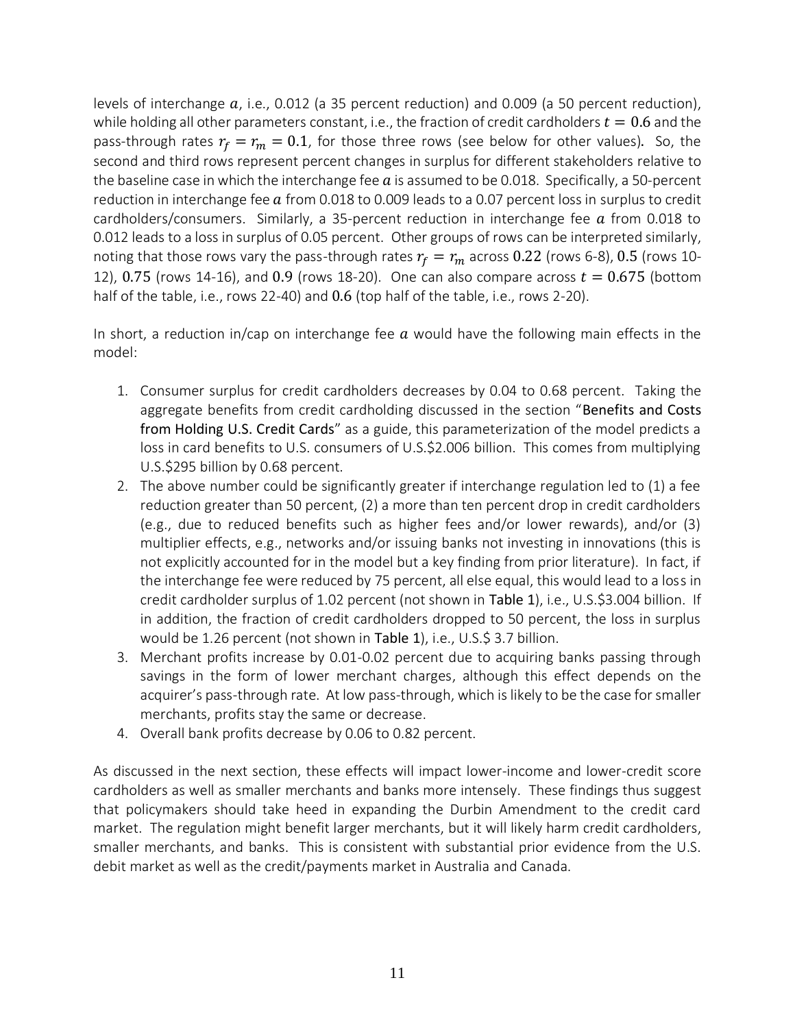levels of interchange $a$, i.e., 0.012 (a 35 percent reduction) and 0.009 (a 50 percent reduction), while holding all other parameters constant, i.e., the fraction of credit cardholders $t = 0.6$ and the pass-through rates $r_f = r_m = 0.1$, for those three rows (see below for other values). So, the second and third rows represent percent changes in surplus for different stakeholders relative to the baseline case in which the interchange fee $a$ is assumed to be 0.018. Specifically, a 50-percent reduction in interchange fee $a$ from 0.018 to 0.009 leads to a 0.07 percent loss in surplus to credit cardholders/consumers. Similarly, a 35-percent reduction in interchange fee $a$ from 0.018 to 0.012 leads to a loss in surplus of 0.05 percent. Other groups of rows can be interpreted similarly, noting that those rows vary the pass-through rates $r_f = r_m$ across $0.22$ (rows 6-8), $0.5$ (rows 10-12), $0.75$ (rows 14-16), and $0.9$ (rows 18-20). One can also compare across $t = 0.675$ (bottom half of the table, i.e., rows 22-40) and $0.6$ (top half of the table, i.e., rows 2-20).

In short, a reduction in/cap on interchange fee $a$ would have the following main effects in the model:

1. Consumer surplus for credit cardholders decreases by 0.04 to 0.68 percent. Taking the aggregate benefits from credit cardholding discussed in the section "**Benefits and Costs from Holding U.S. Credit Cards**" as a guide, this parameterization of the model predicts a loss in card benefits to U.S. consumers of U.S.$2.006 billion. This comes from multiplying U.S.$295 billion by 0.68 percent.
2. The above number could be significantly greater if interchange regulation led to (1) a fee reduction greater than 50 percent, (2) a more than ten percent drop in credit cardholders (e.g., due to reduced benefits such as higher fees and/or lower rewards), and/or (3) multiplier effects, e.g., networks and/or issuing banks not investing in innovations (this is not explicitly accounted for in the model but a key finding from prior literature). In fact, if the interchange fee were reduced by 75 percent, all else equal, this would lead to a loss in credit cardholder surplus of 1.02 percent (not shown in **Table 1**), i.e., U.S.$3.004 billion. If in addition, the fraction of credit cardholders dropped to 50 percent, the loss in surplus would be 1.26 percent (not shown in **Table 1**), i.e., U.S.$ 3.7 billion.
3. Merchant profits increase by 0.01-0.02 percent due to acquiring banks passing through savings in the form of lower merchant charges, although this effect depends on the acquirer's pass-through rate. At low pass-through, which is likely to be the case for smaller merchants, profits stay the same or decrease.
4. Overall bank profits decrease by 0.06 to 0.82 percent.

As discussed in the next section, these effects will impact lower-income and lower-credit score cardholders as well as smaller merchants and banks more intensely. These findings thus suggest that policymakers should take heed in expanding the Durbin Amendment to the credit card market. The regulation might benefit larger merchants, but it will likely harm credit cardholders, smaller merchants, and banks. This is consistent with substantial prior evidence from the U.S. debit market as well as the credit/payments market in Australia and Canada.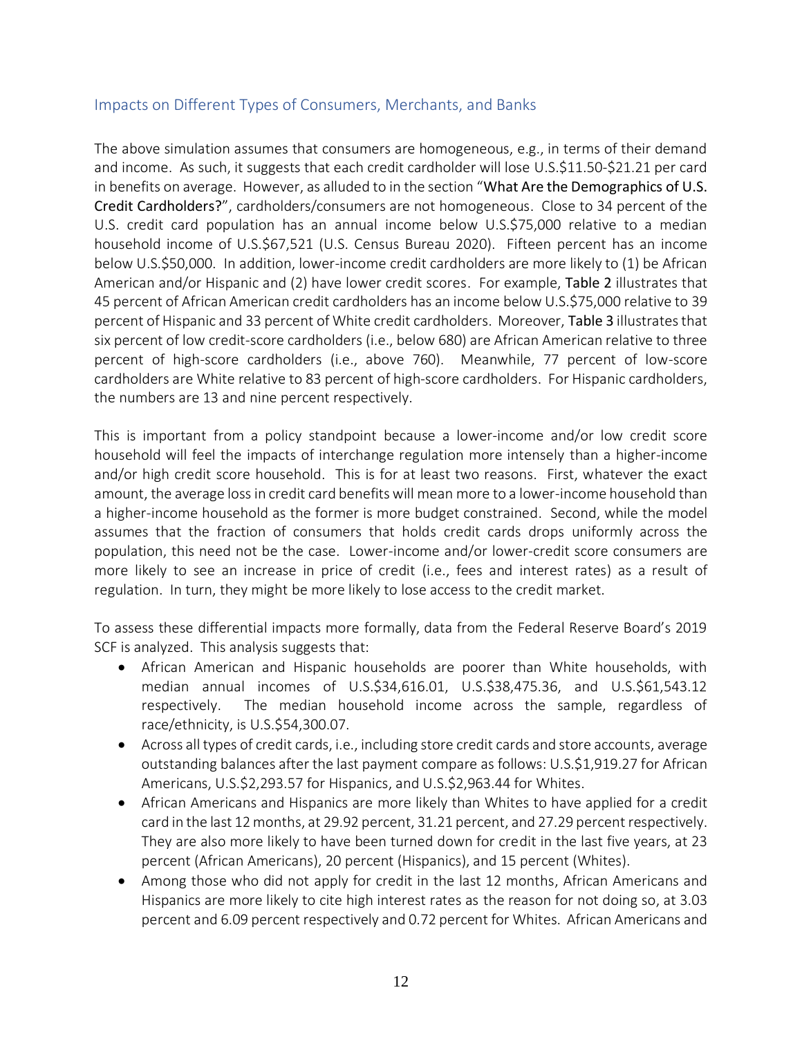## Impacts on Different Types of Consumers, Merchants, and Banks

The above simulation assumes that consumers are homogeneous, e.g., in terms of their demand and income. As such, it suggests that each credit cardholder will lose U.S.$11.50-$21.21 per card in benefits on average. However, as alluded to in the section "**What Are the Demographics of U.S. Credit Cardholders?**", cardholders/consumers are not homogeneous. Close to 34 percent of the U.S. credit card population has an annual income below U.S.$75,000 relative to a median household income of U.S.$67,521 (U.S. Census Bureau 2020). Fifteen percent has an income below U.S.$50,000. In addition, lower-income credit cardholders are more likely to (1) be African American and/or Hispanic and (2) have lower credit scores. For example, **Table 2** illustrates that 45 percent of African American credit cardholders has an income below U.S.$75,000 relative to 39 percent of Hispanic and 33 percent of White credit cardholders. Moreover, **Table 3** illustrates that six percent of low credit-score cardholders (i.e., below 680) are African American relative to three percent of high-score cardholders (i.e., above 760). Meanwhile, 77 percent of low-score cardholders are White relative to 83 percent of high-score cardholders. For Hispanic cardholders, the numbers are 13 and nine percent respectively.

This is important from a policy standpoint because a lower-income and/or low credit score household will feel the impacts of interchange regulation more intensely than a higher-income and/or high credit score household. This is for at least two reasons. First, whatever the exact amount, the average loss in credit card benefits will mean more to a lower-income household than a higher-income household as the former is more budget constrained. Second, while the model assumes that the fraction of consumers that holds credit cards drops uniformly across the population, this need not be the case. Lower-income and/or lower-credit score consumers are more likely to see an increase in price of credit (i.e., fees and interest rates) as a result of regulation. In turn, they might be more likely to lose access to the credit market.

To assess these differential impacts more formally, data from the Federal Reserve Board's 2019 SCF is analyzed. This analysis suggests that:

- African American and Hispanic households are poorer than White households, with median annual incomes of U.S.$34,616.01, U.S.$38,475.36, and U.S.$61,543.12 respectively. The median household income across the sample, regardless of race/ethnicity, is U.S.$54,300.07.
- Across all types of credit cards, i.e., including store credit cards and store accounts, average outstanding balances after the last payment compare as follows: U.S.$1,919.27 for African Americans, U.S.$2,293.57 for Hispanics, and U.S.$2,963.44 for Whites.
- African Americans and Hispanics are more likely than Whites to have applied for a credit card in the last 12 months, at 29.92 percent, 31.21 percent, and 27.29 percent respectively. They are also more likely to have been turned down for credit in the last five years, at 23 percent (African Americans), 20 percent (Hispanics), and 15 percent (Whites).
- Among those who did not apply for credit in the last 12 months, African Americans and Hispanics are more likely to cite high interest rates as the reason for not doing so, at 3.03 percent and 6.09 percent respectively and 0.72 percent for Whites. African Americans and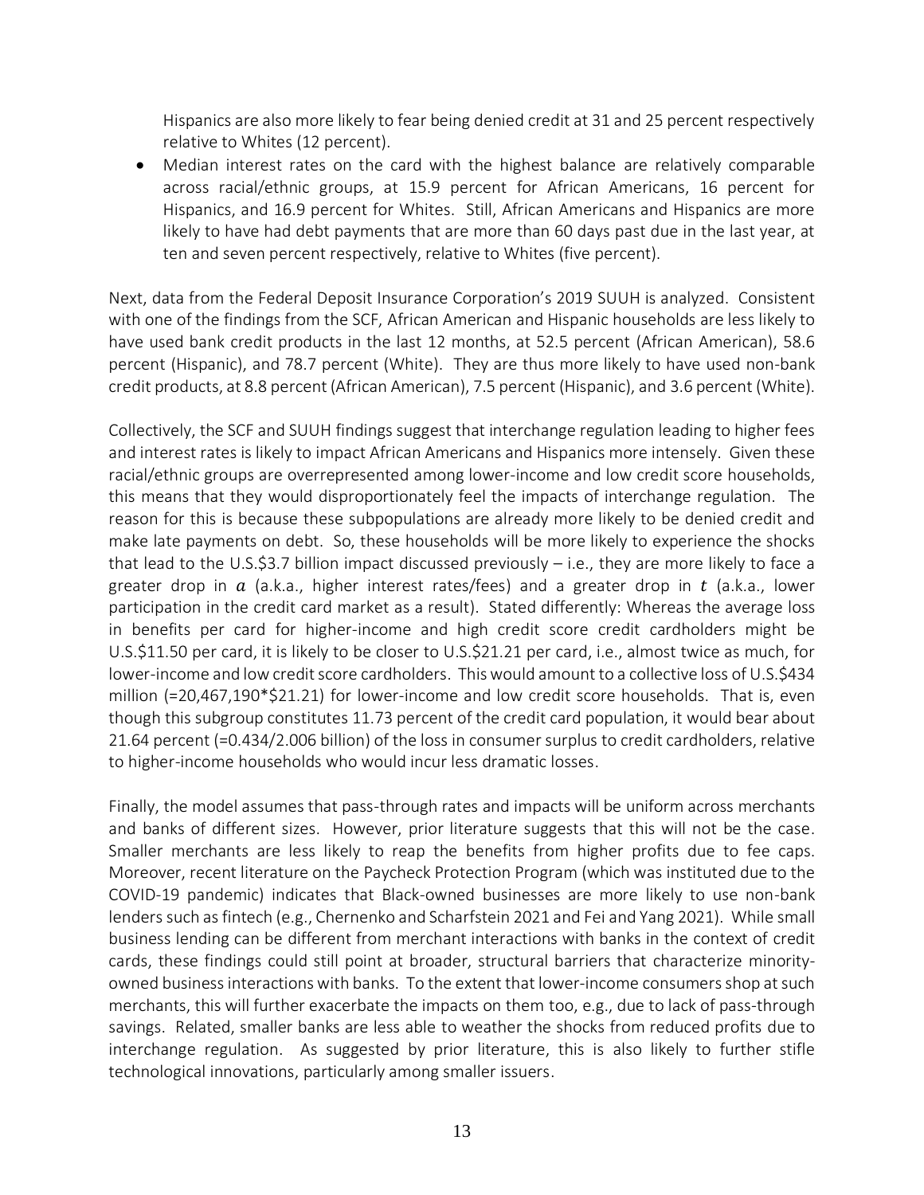Hispanics are also more likely to fear being denied credit at 31 and 25 percent respectively relative to Whites (12 percent).

- Median interest rates on the card with the highest balance are relatively comparable across racial/ethnic groups, at 15.9 percent for African Americans, 16 percent for Hispanics, and 16.9 percent for Whites. Still, African Americans and Hispanics are more likely to have had debt payments that are more than 60 days past due in the last year, at ten and seven percent respectively, relative to Whites (five percent).

Next, data from the Federal Deposit Insurance Corporation's 2019 SUUH is analyzed. Consistent with one of the findings from the SCF, African American and Hispanic households are less likely to have used bank credit products in the last 12 months, at 52.5 percent (African American), 58.6 percent (Hispanic), and 78.7 percent (White). They are thus more likely to have used non-bank credit products, at 8.8 percent (African American), 7.5 percent (Hispanic), and 3.6 percent (White).

Collectively, the SCF and SUUH findings suggest that interchange regulation leading to higher fees and interest rates is likely to impact African Americans and Hispanics more intensely. Given these racial/ethnic groups are overrepresented among lower-income and low credit score households, this means that they would disproportionately feel the impacts of interchange regulation. The reason for this is because these subpopulations are already more likely to be denied credit and make late payments on debt. So, these households will be more likely to experience the shocks that lead to the U.S.$3.7 billion impact discussed previously – i.e., they are more likely to face a greater drop in $a$ (a.k.a., higher interest rates/fees) and a greater drop in $t$ (a.k.a., lower participation in the credit card market as a result). Stated differently: Whereas the average loss in benefits per card for higher-income and high credit score credit cardholders might be U.S.$11.50 per card, it is likely to be closer to U.S.$21.21 per card, i.e., almost twice as much, for lower-income and low credit score cardholders. This would amount to a collective loss of U.S.$434 million (=20,467,190*$21.21) for lower-income and low credit score households. That is, even though this subgroup constitutes 11.73 percent of the credit card population, it would bear about 21.64 percent (=0.434/2.006 billion) of the loss in consumer surplus to credit cardholders, relative to higher-income households who would incur less dramatic losses.

Finally, the model assumes that pass-through rates and impacts will be uniform across merchants and banks of different sizes. However, prior literature suggests that this will not be the case. Smaller merchants are less likely to reap the benefits from higher profits due to fee caps. Moreover, recent literature on the Paycheck Protection Program (which was instituted due to the COVID-19 pandemic) indicates that Black-owned businesses are more likely to use non-bank lenders such as fintech (e.g., Chernenko and Scharfstein 2021 and Fei and Yang 2021). While small business lending can be different from merchant interactions with banks in the context of credit cards, these findings could still point at broader, structural barriers that characterize minority-owned business interactions with banks. To the extent that lower-income consumers shop at such merchants, this will further exacerbate the impacts on them too, e.g., due to lack of pass-through savings. Related, smaller banks are less able to weather the shocks from reduced profits due to interchange regulation. As suggested by prior literature, this is also likely to further stifle technological innovations, particularly among smaller issuers.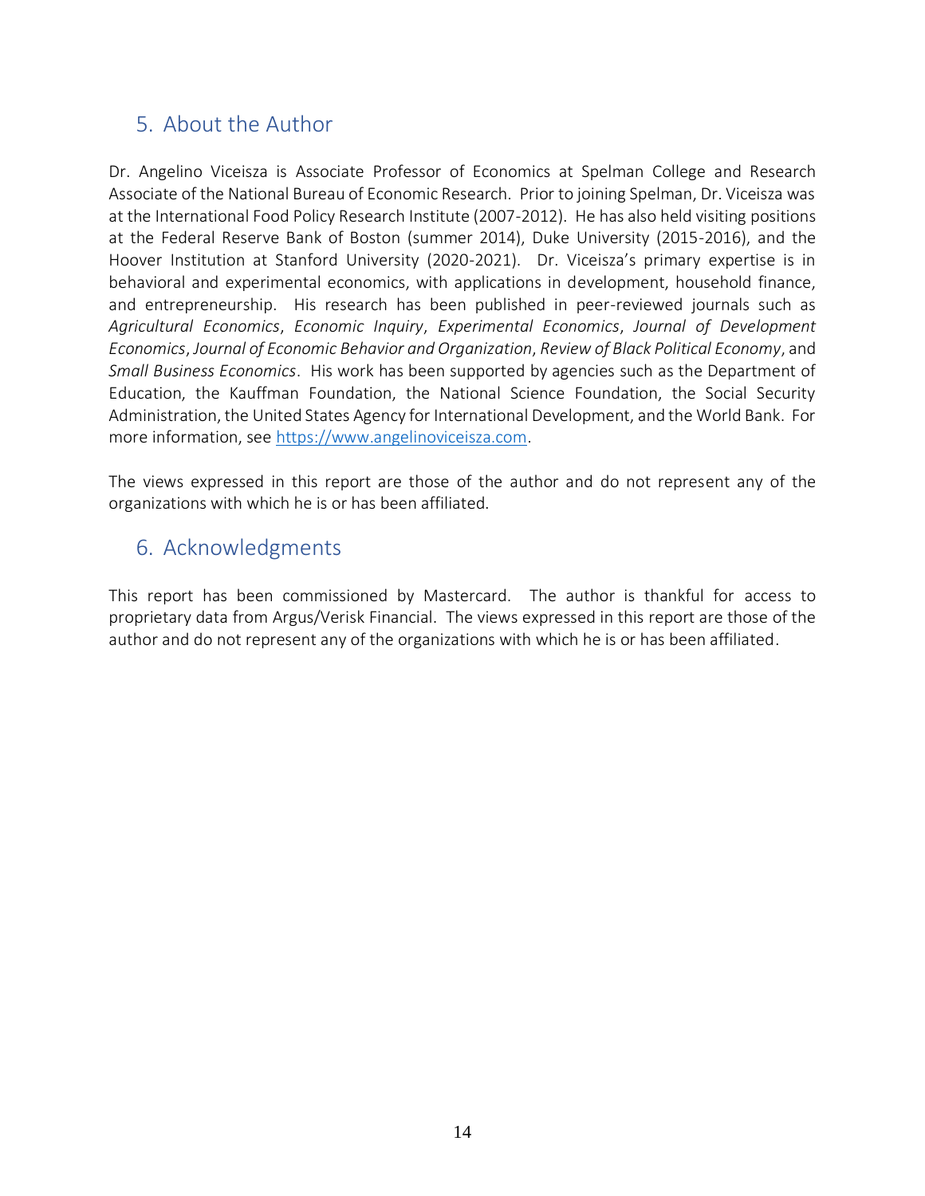## 5. About the Author

Dr. Angelino Viceisza is Associate Professor of Economics at Spelman College and Research Associate of the National Bureau of Economic Research. Prior to joining Spelman, Dr. Viceisza was at the International Food Policy Research Institute (2007-2012). He has also held visiting positions at the Federal Reserve Bank of Boston (summer 2014), Duke University (2015-2016), and the Hoover Institution at Stanford University (2020-2021). Dr. Viceisza's primary expertise is in behavioral and experimental economics, with applications in development, household finance, and entrepreneurship. His research has been published in peer-reviewed journals such as *Agricultural Economics*, *Economic Inquiry*, *Experimental Economics*, *Journal of Development Economics*, *Journal of Economic Behavior and Organization*, *Review of Black Political Economy*, and *Small Business Economics*. His work has been supported by agencies such as the Department of Education, the Kauffman Foundation, the National Science Foundation, the Social Security Administration, the United States Agency for International Development, and the World Bank. For more information, see [https://www.angelinoviceisza.com](https://www.angelinoviceisza.com).

The views expressed in this report are those of the author and do not represent any of the organizations with which he is or has been affiliated.

## 6. Acknowledgments

This report has been commissioned by Mastercard. The author is thankful for access to proprietary data from Argus/Verisk Financial. The views expressed in this report are those of the author and do not represent any of the organizations with which he is or has been affiliated.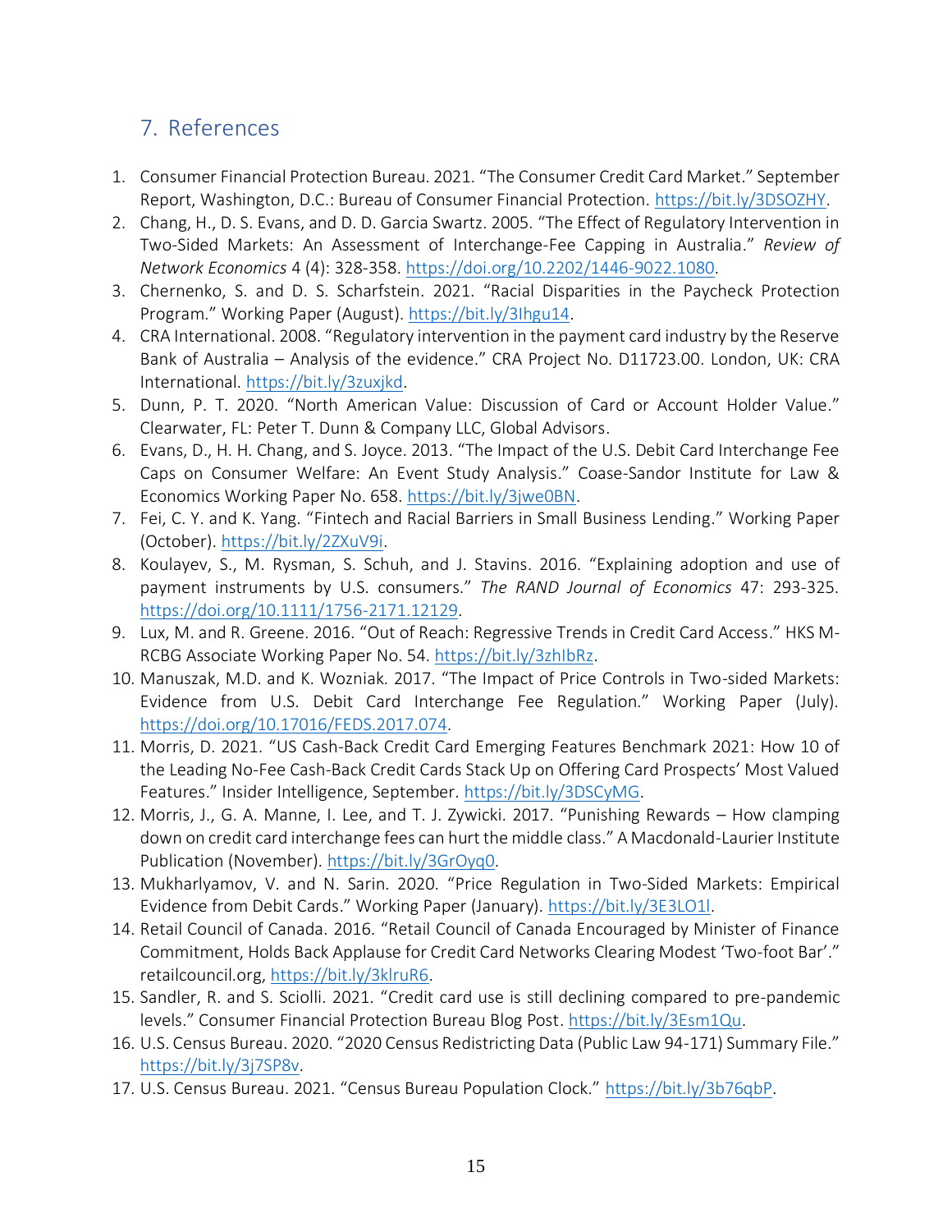## 7. References

1. Consumer Financial Protection Bureau. 2021. "The Consumer Credit Card Market." September Report, Washington, D.C.: Bureau of Consumer Financial Protection. https://bit.ly/3DSOZHY.
2. Chang, H., D. S. Evans, and D. D. Garcia Swartz. 2005. "The Effect of Regulatory Intervention in Two-Sided Markets: An Assessment of Interchange-Fee Capping in Australia." *Review of Network Economics* 4 (4): 328-358. https://doi.org/10.2202/1446-9022.1080.
3. Chernenko, S. and D. S. Scharfstein. 2021. "Racial Disparities in the Paycheck Protection Program." Working Paper (August). https://bit.ly/3Ihgu14.
4. CRA International. 2008. "Regulatory intervention in the payment card industry by the Reserve Bank of Australia – Analysis of the evidence." CRA Project No. D11723.00. London, UK: CRA International. https://bit.ly/3zuxjkd.
5. Dunn, P. T. 2020. "North American Value: Discussion of Card or Account Holder Value." Clearwater, FL: Peter T. Dunn & Company LLC, Global Advisors.
6. Evans, D., H. H. Chang, and S. Joyce. 2013. "The Impact of the U.S. Debit Card Interchange Fee Caps on Consumer Welfare: An Event Study Analysis." Coase-Sandor Institute for Law & Economics Working Paper No. 658. https://bit.ly/3jwe0BN.
7. Fei, C. Y. and K. Yang. "Fintech and Racial Barriers in Small Business Lending." Working Paper (October). https://bit.ly/2ZXuV9i.
8. Koulayev, S., M. Rysman, S. Schuh, and J. Stavins. 2016. "Explaining adoption and use of payment instruments by U.S. consumers." *The RAND Journal of Economics* 47: 293-325. https://doi.org/10.1111/1756-2171.12129.
9. Lux, M. and R. Greene. 2016. "Out of Reach: Regressive Trends in Credit Card Access." HKS M-RCBG Associate Working Paper No. 54. https://bit.ly/3zhIbRz.
10. Manuszak, M.D. and K. Wozniak. 2017. "The Impact of Price Controls in Two-sided Markets: Evidence from U.S. Debit Card Interchange Fee Regulation." Working Paper (July). https://doi.org/10.17016/FEDS.2017.074.
11. Morris, D. 2021. "US Cash-Back Credit Card Emerging Features Benchmark 2021: How 10 of the Leading No-Fee Cash-Back Credit Cards Stack Up on Offering Card Prospects' Most Valued Features." Insider Intelligence, September. https://bit.ly/3DSCyMG.
12. Morris, J., G. A. Manne, I. Lee, and T. J. Zywicki. 2017. "Punishing Rewards – How clamping down on credit card interchange fees can hurt the middle class." A Macdonald-Laurier Institute Publication (November). https://bit.ly/3GrOyq0.
13. Mukharlyamov, V. and N. Sarin. 2020. "Price Regulation in Two-Sided Markets: Empirical Evidence from Debit Cards." Working Paper (January). https://bit.ly/3E3LO1l.
14. Retail Council of Canada. 2016. "Retail Council of Canada Encouraged by Minister of Finance Commitment, Holds Back Applause for Credit Card Networks Clearing Modest 'Two-foot Bar'." retailcouncil.org, https://bit.ly/3klruR6.
15. Sandler, R. and S. Sciolli. 2021. "Credit card use is still declining compared to pre-pandemic levels." Consumer Financial Protection Bureau Blog Post. https://bit.ly/3Esm1Qu.
16. U.S. Census Bureau. 2020. "2020 Census Redistricting Data (Public Law 94-171) Summary File." https://bit.ly/3j7SP8v.
17. U.S. Census Bureau. 2021. "Census Bureau Population Clock." https://bit.ly/3b76qbP.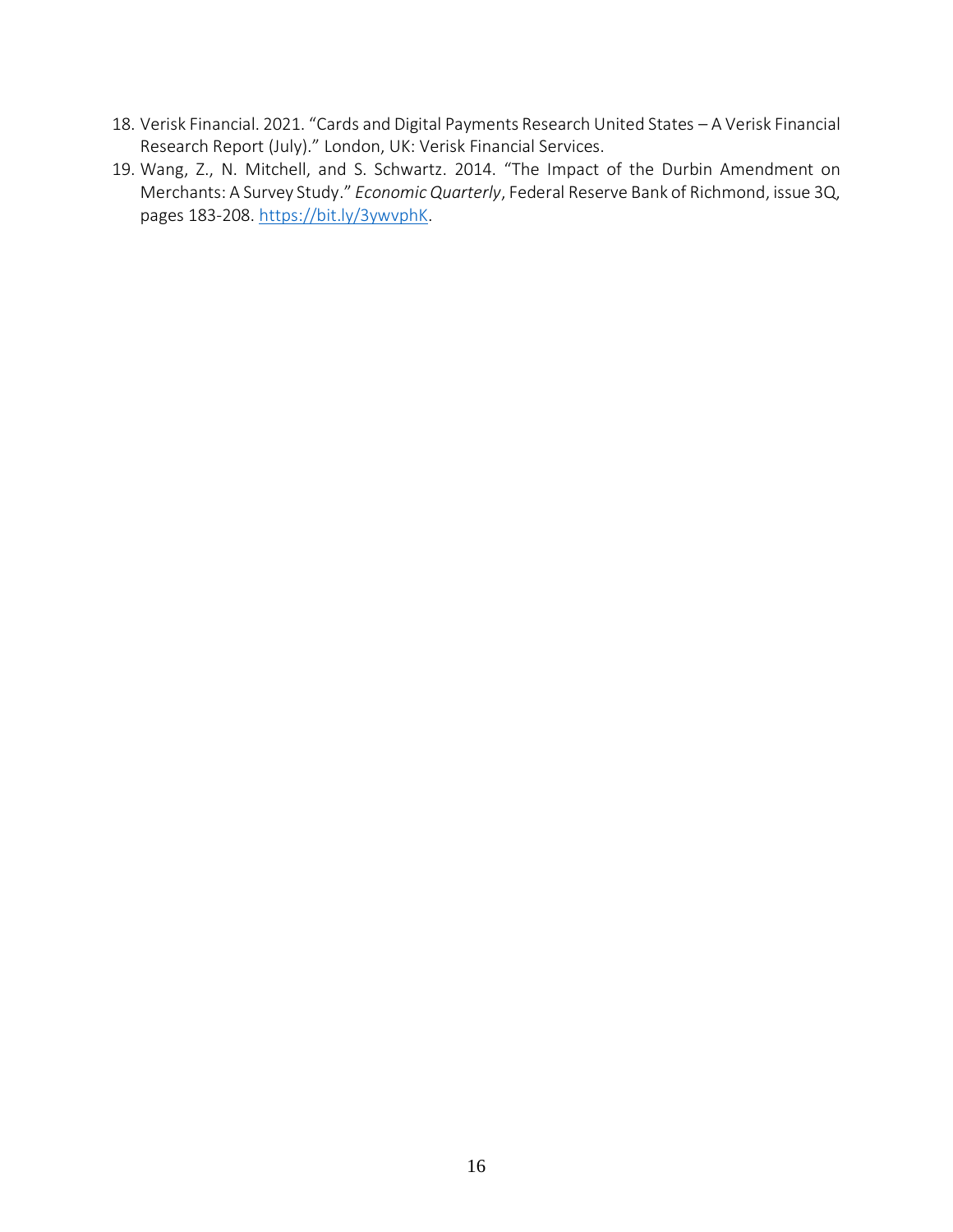18. Verisk Financial. 2021. "Cards and Digital Payments Research United States – A Verisk Financial Research Report (July)." London, UK: Verisk Financial Services.
19. Wang, Z., N. Mitchell, and S. Schwartz. 2014. "The Impact of the Durbin Amendment on Merchants: A Survey Study." *Economic Quarterly*, Federal Reserve Bank of Richmond, issue 3Q, pages 183-208. https://bit.ly/3ywvphK.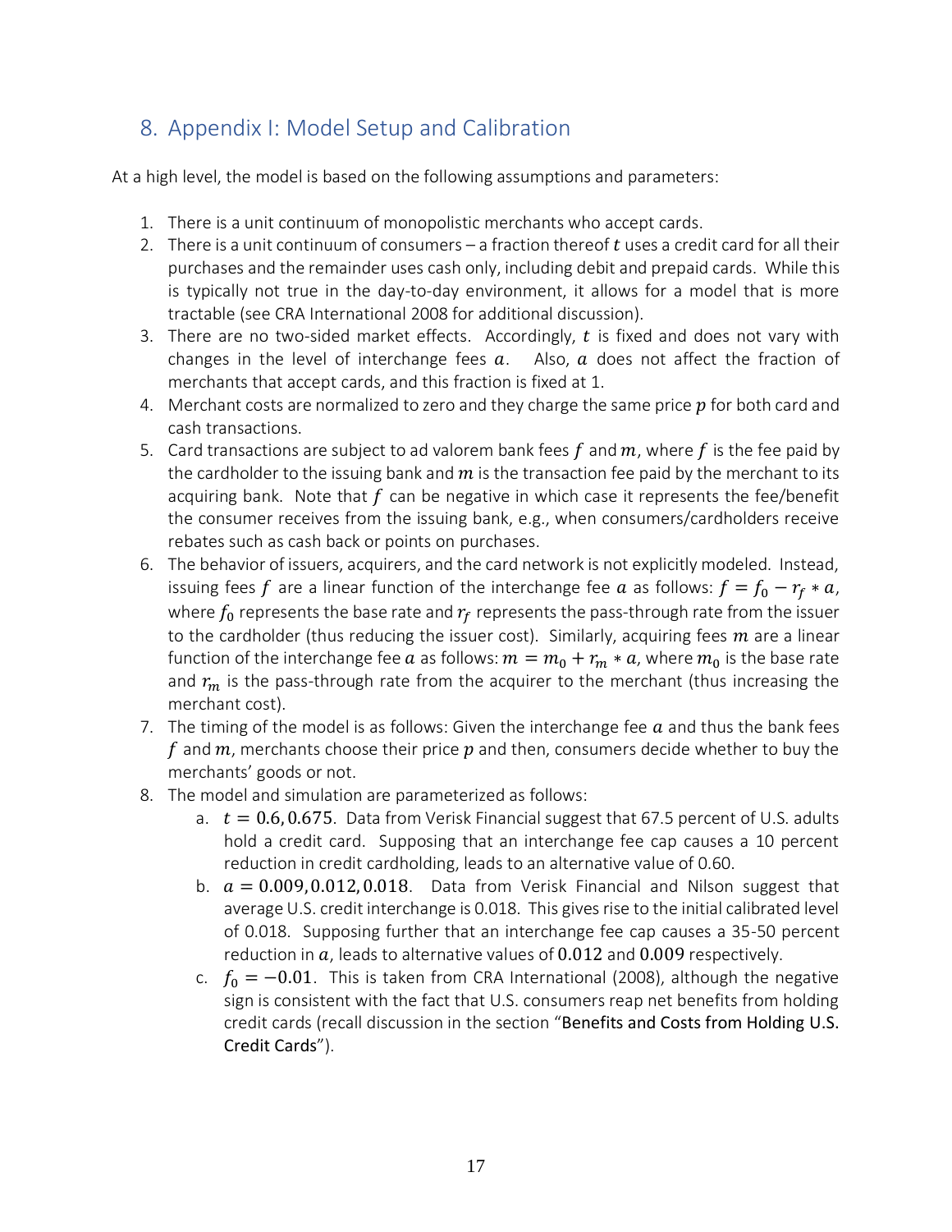## 8. Appendix I: Model Setup and Calibration

At a high level, the model is based on the following assumptions and parameters:

1. There is a unit continuum of monopolistic merchants who accept cards.
2. There is a unit continuum of consumers – a fraction thereof $t$ uses a credit card for all their purchases and the remainder uses cash only, including debit and prepaid cards. While this is typically not true in the day-to-day environment, it allows for a model that is more tractable (see CRA International 2008 for additional discussion).
3. There are no two-sided market effects. Accordingly, $t$ is fixed and does not vary with changes in the level of interchange fees $a$. Also, $a$ does not affect the fraction of merchants that accept cards, and this fraction is fixed at 1.
4. Merchant costs are normalized to zero and they charge the same price $p$ for both card and cash transactions.
5. Card transactions are subject to ad valorem bank fees $f$ and $m$, where $f$ is the fee paid by the cardholder to the issuing bank and $m$ is the transaction fee paid by the merchant to its acquiring bank. Note that $f$ can be negative in which case it represents the fee/benefit the consumer receives from the issuing bank, e.g., when consumers/cardholders receive rebates such as cash back or points on purchases.
6. The behavior of issuers, acquirers, and the card network is not explicitly modeled. Instead, issuing fees $f$ are a linear function of the interchange fee $a$ as follows: $f = f_0 - r_f * a$, where $f_0$ represents the base rate and $r_f$ represents the pass-through rate from the issuer to the cardholder (thus reducing the issuer cost). Similarly, acquiring fees $m$ are a linear function of the interchange fee $a$ as follows: $m = m_0 + r_m * a$, where $m_0$ is the base rate and $r_m$ is the pass-through rate from the acquirer to the merchant (thus increasing the merchant cost).
7. The timing of the model is as follows: Given the interchange fee $a$ and thus the bank fees $f$ and $m$, merchants choose their price $p$ and then, consumers decide whether to buy the merchants' goods or not.
8. The model and simulation are parameterized as follows:
   a. $t = 0.6, 0.675$. Data from Verisk Financial suggest that 67.5 percent of U.S. adults hold a credit card. Supposing that an interchange fee cap causes a 10 percent reduction in credit cardholding, leads to an alternative value of 0.60.
   b. $a = 0.009, 0.012, 0.018$. Data from Verisk Financial and Nilson suggest that average U.S. credit interchange is 0.018. This gives rise to the initial calibrated level of 0.018. Supposing further that an interchange fee cap causes a 35-50 percent reduction in $a$, leads to alternative values of $0.012$ and $0.009$ respectively.
   c. $f_0 = -0.01$. This is taken from CRA International (2008), although the negative sign is consistent with the fact that U.S. consumers reap net benefits from holding credit cards (recall discussion in the section "Benefits and Costs from Holding U.S. Credit Cards").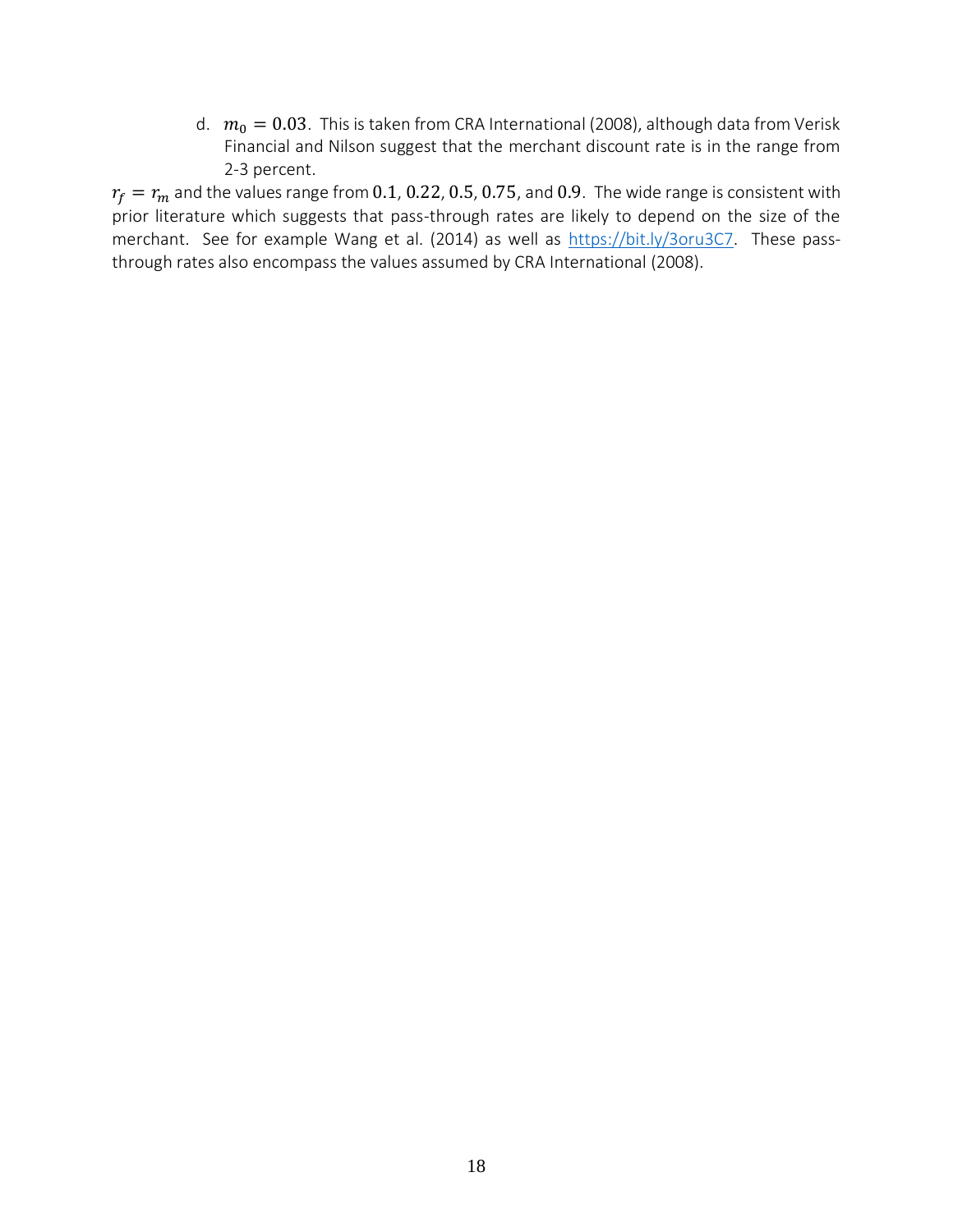d. $m_0 = 0.03$. This is taken from CRA International (2008), although data from Verisk Financial and Nilson suggest that the merchant discount rate is in the range from 2-3 percent.

$r_f = r_m$ and the values range from $0.1$, $0.22$, $0.5$, $0.75$, and $0.9$. The wide range is consistent with prior literature which suggests that pass-through rates are likely to depend on the size of the merchant. See for example Wang et al. (2014) as well as https://bit.ly/3oru3C7. These pass-through rates also encompass the values assumed by CRA International (2008).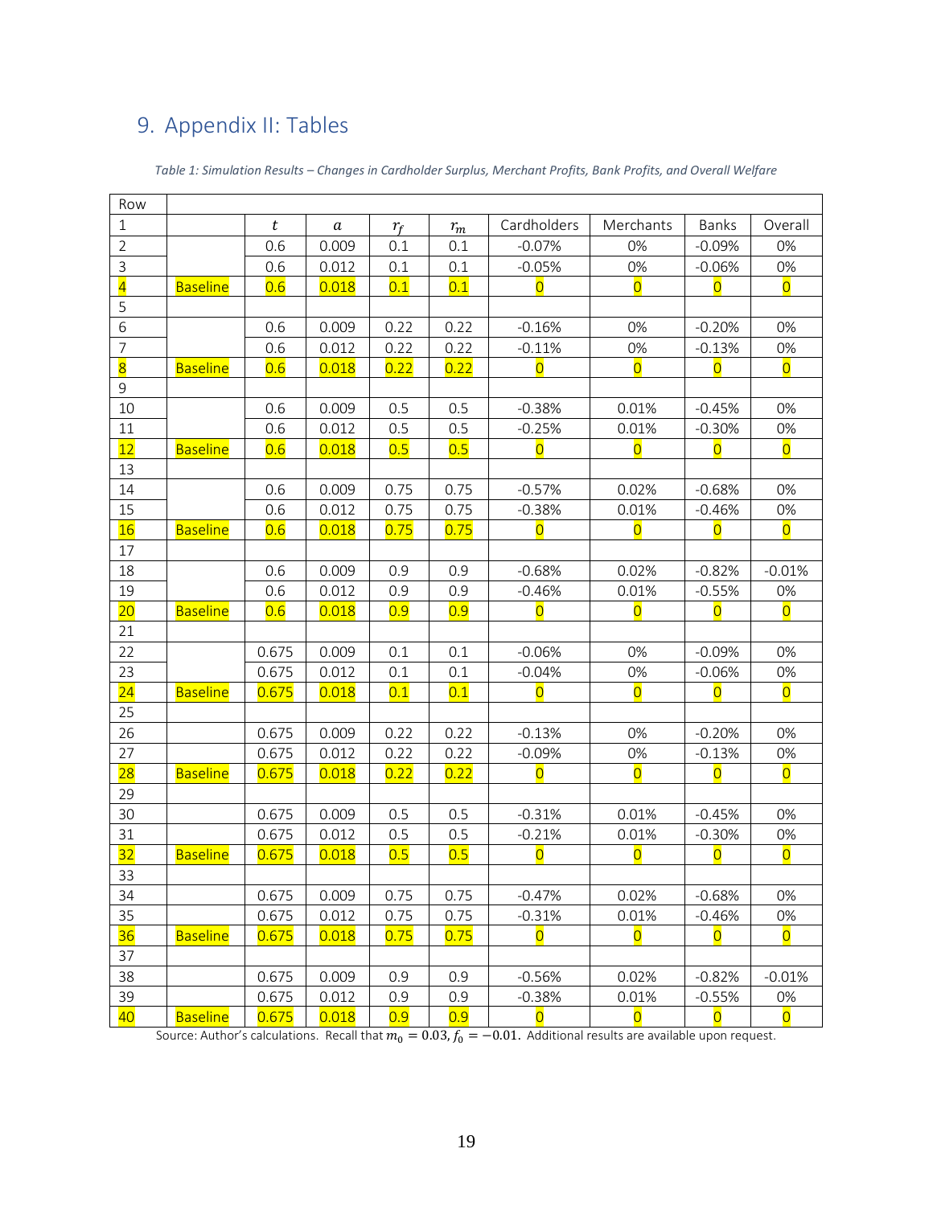## 9. Appendix II: Tables

*Table 1: Simulation Results – Changes in Cardholder Surplus, Merchant Profits, Bank Profits, and Overall Welfare*

| Row | | | | | | | | | |
|---|---|---|---|---|---|---|---|---|---|
| 1 | | $t$ | $a$ | $r_f$ | $r_m$ | Cardholders | Merchants | Banks | Overall |
| 2 | | 0.6 | 0.009 | 0.1 | 0.1 | -0.07% | 0% | -0.09% | 0% |
| 3 | | 0.6 | 0.012 | 0.1 | 0.1 | -0.05% | 0% | -0.06% | 0% |
| 4 | Baseline | 0.6 | 0.018 | 0.1 | 0.1 | 0 | 0 | 0 | 0 |
| 5 | | | | | | | | | |
| 6 | | 0.6 | 0.009 | 0.22 | 0.22 | -0.16% | 0% | -0.20% | 0% |
| 7 | | 0.6 | 0.012 | 0.22 | 0.22 | -0.11% | 0% | -0.13% | 0% |
| 8 | Baseline | 0.6 | 0.018 | 0.22 | 0.22 | 0 | 0 | 0 | 0 |
| 9 | | | | | | | | | |
| 10 | | 0.6 | 0.009 | 0.5 | 0.5 | -0.38% | 0.01% | -0.45% | 0% |
| 11 | | 0.6 | 0.012 | 0.5 | 0.5 | -0.25% | 0.01% | -0.30% | 0% |
| 12 | Baseline | 0.6 | 0.018 | 0.5 | 0.5 | 0 | 0 | 0 | 0 |
| 13 | | | | | | | | | |
| 14 | | 0.6 | 0.009 | 0.75 | 0.75 | -0.57% | 0.02% | -0.68% | 0% |
| 15 | | 0.6 | 0.012 | 0.75 | 0.75 | -0.38% | 0.01% | -0.46% | 0% |
| 16 | Baseline | 0.6 | 0.018 | 0.75 | 0.75 | 0 | 0 | 0 | 0 |
| 17 | | | | | | | | | |
| 18 | | 0.6 | 0.009 | 0.9 | 0.9 | -0.68% | 0.02% | -0.82% | -0.01% |
| 19 | | 0.6 | 0.012 | 0.9 | 0.9 | -0.46% | 0.01% | -0.55% | 0% |
| 20 | Baseline | 0.6 | 0.018 | 0.9 | 0.9 | 0 | 0 | 0 | 0 |
| 21 | | | | | | | | | |
| 22 | | 0.675 | 0.009 | 0.1 | 0.1 | -0.06% | 0% | -0.09% | 0% |
| 23 | | 0.675 | 0.012 | 0.1 | 0.1 | -0.04% | 0% | -0.06% | 0% |
| 24 | Baseline | 0.675 | 0.018 | 0.1 | 0.1 | 0 | 0 | 0 | 0 |
| 25 | | | | | | | | | |
| 26 | | 0.675 | 0.009 | 0.22 | 0.22 | -0.13% | 0% | -0.20% | 0% |
| 27 | | 0.675 | 0.012 | 0.22 | 0.22 | -0.09% | 0% | -0.13% | 0% |
| 28 | Baseline | 0.675 | 0.018 | 0.22 | 0.22 | 0 | 0 | 0 | 0 |
| 29 | | | | | | | | | |
| 30 | | 0.675 | 0.009 | 0.5 | 0.5 | -0.31% | 0.01% | -0.45% | 0% |
| 31 | | 0.675 | 0.012 | 0.5 | 0.5 | -0.21% | 0.01% | -0.30% | 0% |
| 32 | Baseline | 0.675 | 0.018 | 0.5 | 0.5 | 0 | 0 | 0 | 0 |
| 33 | | | | | | | | | |
| 34 | | 0.675 | 0.009 | 0.75 | 0.75 | -0.47% | 0.02% | -0.68% | 0% |
| 35 | | 0.675 | 0.012 | 0.75 | 0.75 | -0.31% | 0.01% | -0.46% | 0% |
| 36 | Baseline | 0.675 | 0.018 | 0.75 | 0.75 | 0 | 0 | 0 | 0 |
| 37 | | | | | | | | | |
| 38 | | 0.675 | 0.009 | 0.9 | 0.9 | -0.56% | 0.02% | -0.82% | -0.01% |
| 39 | | 0.675 | 0.012 | 0.9 | 0.9 | -0.38% | 0.01% | -0.55% | 0% |
| 40 | Baseline | 0.675 | 0.018 | 0.9 | 0.9 | 0 | 0 | 0 | 0 |

Source: Author's calculations. Recall that $m_0 = 0.03, f_0 = -0.01.$ Additional results are available upon request.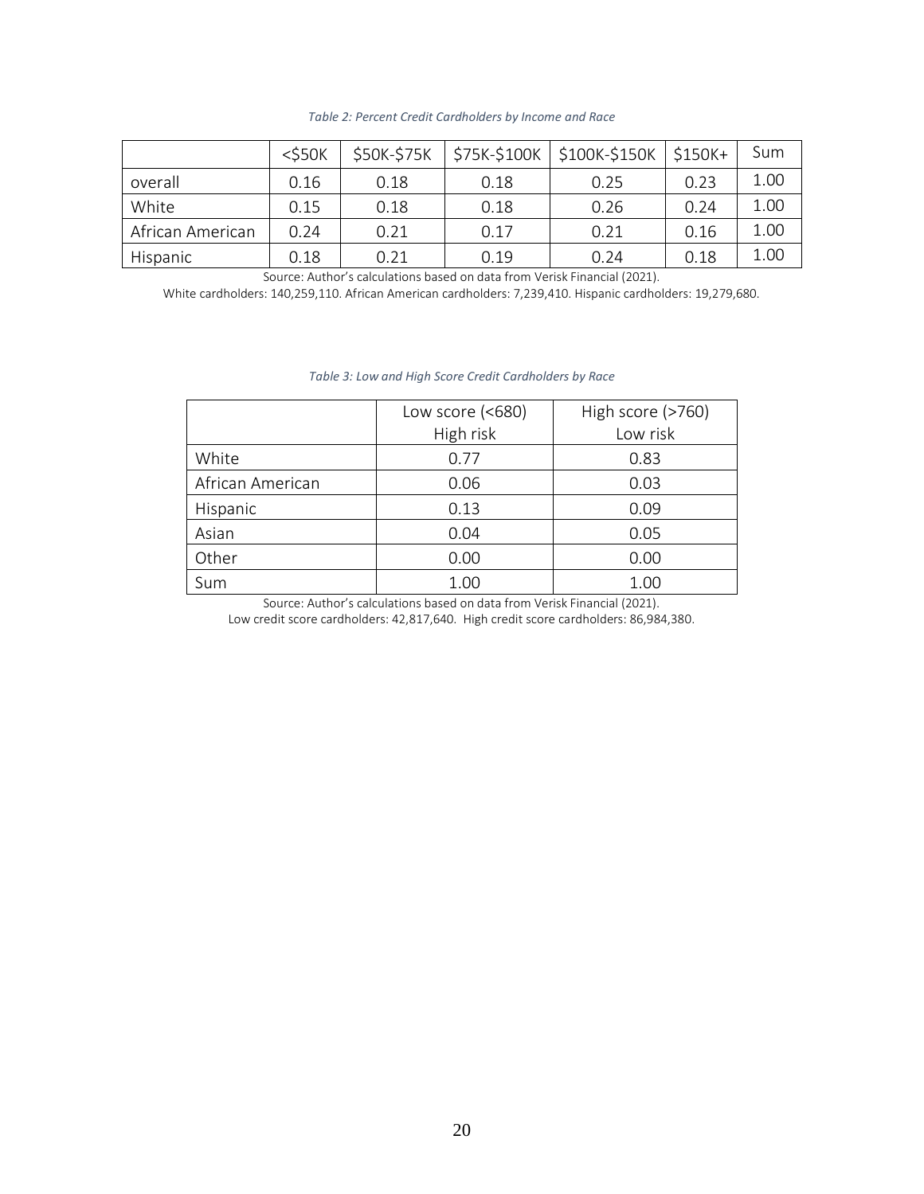*Table 2: Percent Credit Cardholders by Income and Race*

| | <$50K | $50K-$75K | $75K-$100K | $100K-$150K | $150K+ | Sum |
|---|---|---|---|---|---|---|
| overall | 0.16 | 0.18 | 0.18 | 0.25 | 0.23 | 1.00 |
| White | 0.15 | 0.18 | 0.18 | 0.26 | 0.24 | 1.00 |
| African American | 0.24 | 0.21 | 0.17 | 0.21 | 0.16 | 1.00 |
| Hispanic | 0.18 | 0.21 | 0.19 | 0.24 | 0.18 | 1.00 |

Source: Author's calculations based on data from Verisk Financial (2021).

White cardholders: 140,259,110. African American cardholders: 7,239,410. Hispanic cardholders: 19,279,680.

*Table 3: Low and High Score Credit Cardholders by Race*

| | Low score (<680) High risk | High score (>760) Low risk |
|---|---|---|
| White | 0.77 | 0.83 |
| African American | 0.06 | 0.03 |
| Hispanic | 0.13 | 0.09 |
| Asian | 0.04 | 0.05 |
| Other | 0.00 | 0.00 |
| Sum | 1.00 | 1.00 |

Source: Author's calculations based on data from Verisk Financial (2021).

Low credit score cardholders: 42,817,640. High credit score cardholders: 86,984,380.